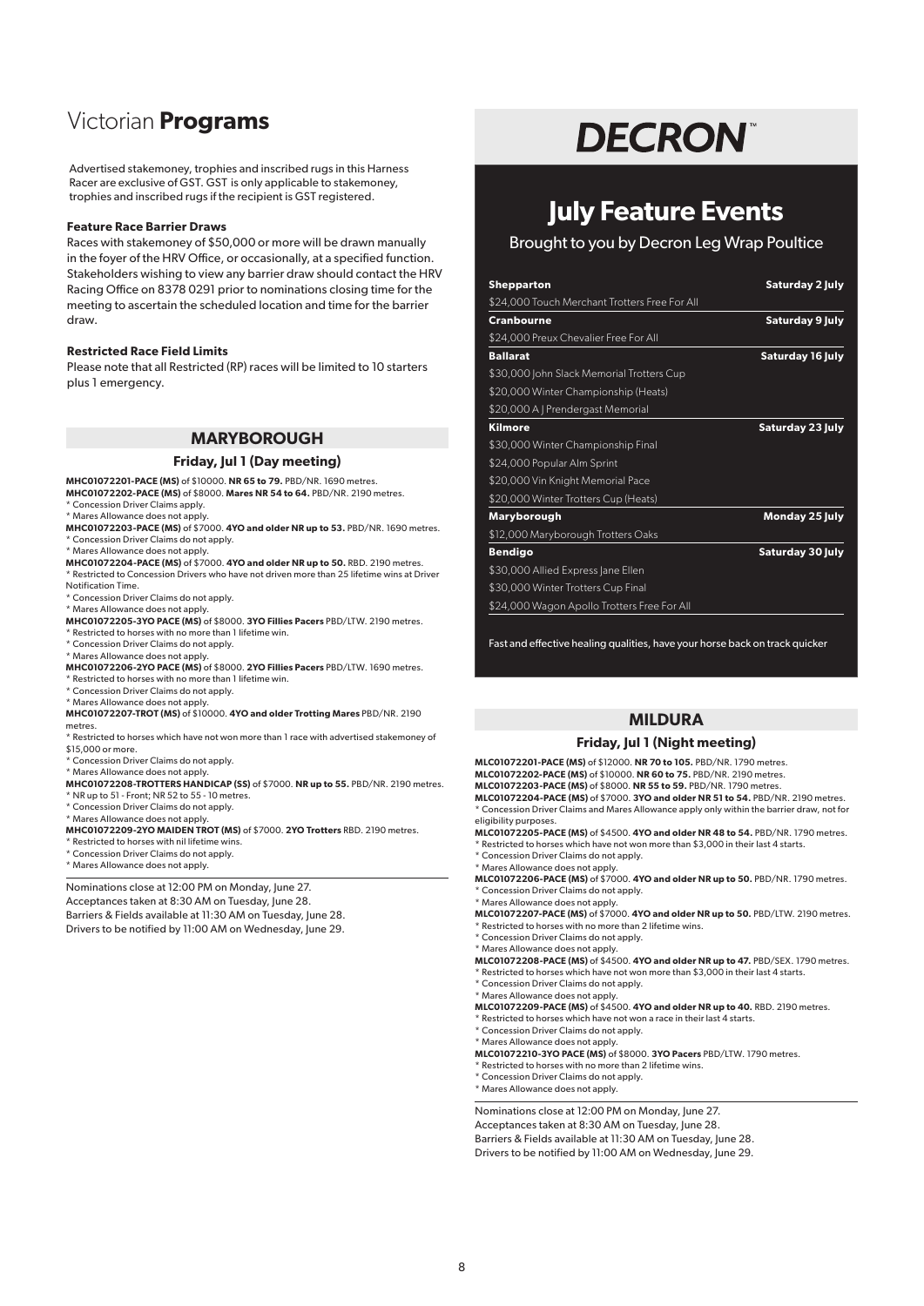# Victorian **Programs**

Advertised stakemoney, trophies and inscribed rugs in this Harness Racer are exclusive of GST. GST is only applicable to stakemoney, trophies and inscribed rugs if the recipient is GST registered.

**Feature Race Barrier Draws**

Races with stakemoney of $50,000 or more will be drawn manually in the foyer of the HRV Office, or occasionally, at a specified function. Stakeholders wishing to view any barrier draw should contact the HRV Racing Office on 8378 0291 prior to nominations closing time for the meeting to ascertain the scheduled location and time for the barrier draw.

**Restricted Race Field Limits**

Please note that all Restricted (RP) races will be limited to 10 starters plus 1 emergency.

## MARYBOROUGH

### Friday, Jul 1 (Day meeting)

**MHC01072201-PACE (MS)** of $10000. **NR 65 to 79.** PBD/NR. 1690 metres.
**MHC01072202-PACE (MS)** of $8000. **Mares NR 54 to 64.** PBD/NR. 2190 metres.
* Concession Driver Claims apply.
* Mares Allowance does not apply.
**MHC01072203-PACE (MS)** of $7000. **4YO and older NR up to 53.** PBD/NR. 1690 metres.
* Concession Driver Claims do not apply.
* Mares Allowance does not apply.
**MHC01072204-PACE (MS)** of $7000. **4YO and older NR up to 50.** RBD. 2190 metres.
* Restricted to Concession Drivers who have not driven more than 25 lifetime wins at Driver Notification Time.
* Concession Driver Claims do not apply.
* Mares Allowance does not apply.
**MHC01072205-3YO PACE (MS)** of $8000. **3YO Fillies Pacers** PBD/LTW. 2190 metres.
* Restricted to horses with no more than 1 lifetime win.
* Concession Driver Claims do not apply.
* Mares Allowance does not apply.
**MHC01072206-2YO PACE (MS)** of $8000. **2YO Fillies Pacers** PBD/LTW. 1690 metres.
* Restricted to horses with no more than 1 lifetime win.
* Concession Driver Claims do not apply.
* Mares Allowance does not apply.
**MHC01072207-TROT (MS)** of $10000. **4YO and older Trotting Mares** PBD/NR. 2190 metres.
* Restricted to horses which have not won more than 1 race with advertised stakemoney of $15,000 or more.
* Concession Driver Claims do not apply.
* Mares Allowance does not apply.
**MHC01072208-TROTTERS HANDICAP (SS)** of $7000. **NR up to 55.** PBD/NR. 2190 metres.
* NR up to 51 - Front; NR 52 to 55 - 10 metres.
* Concession Driver Claims do not apply.
* Mares Allowance does not apply.
**MHC01072209-2YO MAIDEN TROT (MS)** of $7000. **2YO Trotters** RBD. 2190 metres.
* Restricted to horses with nil lifetime wins.
* Concession Driver Claims do not apply.
* Mares Allowance does not apply.

Nominations close at 12:00 PM on Monday, June 27.
Acceptances taken at 8:30 AM on Tuesday, June 28.
Barriers & Fields available at 11:30 AM on Tuesday, June 28.
Drivers to be notified by 11:00 AM on Wednesday, June 29.

**DECRON™**

## July Feature Events

Brought to you by Decron Leg Wrap Poultice

| **Shepparton** | **Saturday 2 July** |
|---|---|
| $24,000 Touch Merchant Trotters Free For All | |
| **Cranbourne** | **Saturday 9 July** |
| $24,000 Preux Chevalier Free For All | |
| **Ballarat** | **Saturday 16 July** |
| $30,000 John Slack Memorial Trotters Cup | |
| $20,000 Winter Championship (Heats) | |
| $20,000 A J Prendergast Memorial | |
| **Kilmore** | **Saturday 23 July** |
| $30,000 Winter Championship Final | |
| $24,000 Popular Alm Sprint | |
| $20,000 Vin Knight Memorial Pace | |
| $20,000 Winter Trotters Cup (Heats) | |
| **Maryborough** | **Monday 25 July** |
| $12,000 Maryborough Trotters Oaks | |
| **Bendigo** | **Saturday 30 July** |
| $30,000 Allied Express Jane Ellen | |
| $30,000 Winter Trotters Cup Final | |
| $24,000 Wagon Apollo Trotters Free For All | |

Fast and effective healing qualities, have your horse back on track quicker

## MILDURA

### Friday, Jul 1 (Night meeting)

**MLC01072201-PACE (MS)** of $12000. **NR 70 to 105.** PBD/NR. 1790 metres.
**MLC01072202-PACE (MS)** of $10000. **NR 60 to 75.** PBD/NR. 2190 metres.
**MLC01072203-PACE (MS)** of $8000. **NR 55 to 59.** PBD/NR. 1790 metres.
**MLC01072204-PACE (MS)** of $7000. **3YO and older NR 51 to 54.** PBD/NR. 2190 metres.
* Concession Driver Claims and Mares Allowance apply only within the barrier draw, not for eligibility purposes.
**MLC01072205-PACE (MS)** of $4500. **4YO and older NR 48 to 54.** PBD/NR. 1790 metres.
* Restricted to horses which have not won more than $3,000 in their last 4 starts.
* Concession Driver Claims do not apply.
* Mares Allowance does not apply.
**MLC01072206-PACE (MS)** of $7000. **4YO and older NR up to 50.** PBD/NR. 1790 metres.
* Concession Driver Claims do not apply.
* Mares Allowance does not apply.
**MLC01072207-PACE (MS)** of $7000. **4YO and older NR up to 50.** PBD/LTW. 2190 metres.
* Restricted to horses with no more than 2 lifetime wins.
* Concession Driver Claims do not apply.
* Mares Allowance does not apply.
**MLC01072208-PACE (MS)** of $4500. **4YO and older NR up to 47.** PBD/SEX. 1790 metres.
* Restricted to horses which have not won more than $3,000 in their last 4 starts.
* Concession Driver Claims do not apply.
* Mares Allowance does not apply.
**MLC01072209-PACE (MS)** of $4500. **4YO and older NR up to 40.** RBD. 2190 metres.
* Restricted to horses which have not won a race in their last 4 starts.
* Concession Driver Claims do not apply.
* Mares Allowance does not apply.
**MLC01072210-3YO PACE (MS)** of $8000. **3YO Pacers** PBD/LTW. 1790 metres.
* Restricted to horses with no more than 2 lifetime wins.
* Concession Driver Claims do not apply.
* Mares Allowance does not apply.

Nominations close at 12:00 PM on Monday, June 27.
Acceptances taken at 8:30 AM on Tuesday, June 28.
Barriers & Fields available at 11:30 AM on Tuesday, June 28.
Drivers to be notified by 11:00 AM on Wednesday, June 29.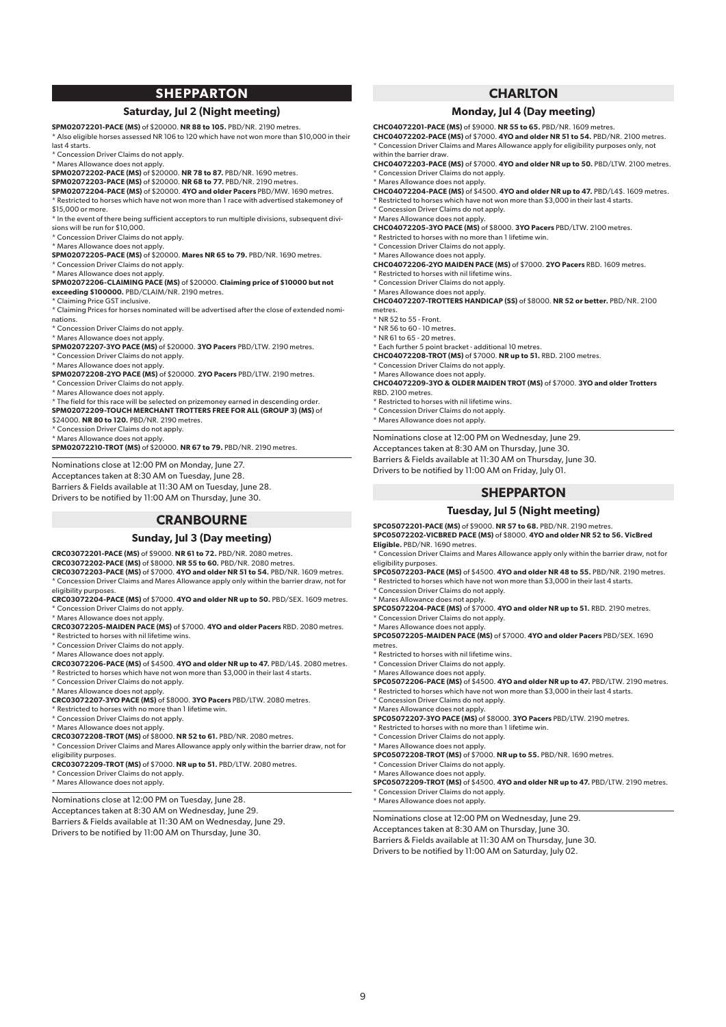## SHEPPARTON

### Saturday, Jul 2 (Night meeting)

**SPM02072201-PACE (MS)** of $20000. **NR 88 to 105.** PBD/NR. 2190 metres.
* Also eligible horses assessed NR 106 to 120 which have not won more than $10,000 in their last 4 starts.
* Concession Driver Claims do not apply.
* Mares Allowance does not apply.

**SPM02072202-PACE (MS)** of $20000. **NR 78 to 87.** PBD/NR. 1690 metres.

**SPM02072203-PACE (MS)** of $20000. **NR 68 to 77.** PBD/NR. 2190 metres.

**SPM02072204-PACE (MS)** of $20000. **4YO and older Pacers** PBD/MW. 1690 metres.
* Restricted to horses which have not won more than 1 race with advertised stakemoney of $15,000 or more.
* In the event of there being sufficient acceptors to run multiple divisions, subsequent divisions will be run for $10,000.
* Concession Driver Claims do not apply.
* Mares Allowance does not apply.

**SPM02072205-PACE (MS)** of $20000. **Mares NR 65 to 79.** PBD/NR. 1690 metres.
* Concession Driver Claims do not apply.
* Mares Allowance does not apply.

**SPM02072206-CLAIMING PACE (MS)** of $20000. **Claiming price of $10000 but not exceeding $100000.** PBD/CLAIM/NR. 2190 metres.
* Claiming Price GST inclusive.
* Claiming Prices for horses nominated will be advertised after the close of extended nominations.
* Concession Driver Claims do not apply.
* Mares Allowance does not apply.

**SPM02072207-3YO PACE (MS)** of $20000. **3YO Pacers** PBD/LTW. 2190 metres.
* Concession Driver Claims do not apply.
* Mares Allowance does not apply.

**SPM02072208-2YO PACE (MS)** of $20000. **2YO Pacers** PBD/LTW. 2190 metres.
* Concession Driver Claims do not apply.
* Mares Allowance does not apply.
* The field for this race will be selected on prizemoney earned in descending order.

**SPM02072209-TOUCH MERCHANT TROTTERS FREE FOR ALL (GROUP 3) (MS)** of $24000. **NR 80 to 120.** PBD/NR. 2190 metres.
* Concession Driver Claims do not apply.
* Mares Allowance does not apply.

**SPM02072210-TROT (MS)** of $20000. **NR 67 to 79.** PBD/NR. 2190 metres.

Nominations close at 12:00 PM on Monday, June 27.
Acceptances taken at 8:30 AM on Tuesday, June 28.
Barriers & Fields available at 11:30 AM on Tuesday, June 28.
Drivers to be notified by 11:00 AM on Thursday, June 30.

## CRANBOURNE

### Sunday, Jul 3 (Day meeting)

**CRC03072201-PACE (MS)** of $9000. **NR 61 to 72.** PBD/NR. 2080 metres.

**CRC03072202-PACE (MS)** of $8000. **NR 55 to 60.** PBD/NR. 2080 metres.

**CRC03072203-PACE (MS)** of $7000. **4YO and older NR 51 to 54.** PBD/NR. 1609 metres.
* Concession Driver Claims and Mares Allowance apply only within the barrier draw, not for eligibility purposes.

**CRC03072204-PACE (MS)** of $7000. **4YO and older NR up to 50.** PBD/SEX. 1609 metres.
* Concession Driver Claims do not apply.
* Mares Allowance does not apply.

**CRC03072205-MAIDEN PACE (MS)** of $7000. **4YO and older Pacers** RBD. 2080 metres.
* Restricted to horses with nil lifetime wins.
* Concession Driver Claims do not apply.
* Mares Allowance does not apply.

**CRC03072206-PACE (MS)** of $4500. **4YO and older NR up to 47.** PBD/L4$. 2080 metres.
* Restricted to horses which have not won more than $3,000 in their last 4 starts.
* Concession Driver Claims do not apply.
* Mares Allowance does not apply.

**CRC03072207-3YO PACE (MS)** of $8000. **3YO Pacers** PBD/LTW. 2080 metres.
* Restricted to horses with no more than 1 lifetime win.
* Concession Driver Claims do not apply.
* Mares Allowance does not apply.

**CRC03072208-TROT (MS)** of $8000. **NR 52 to 61.** PBD/NR. 2080 metres.
* Concession Driver Claims and Mares Allowance apply only within the barrier draw, not for eligibility purposes.

**CRC03072209-TROT (MS)** of $7000. **NR up to 51.** PBD/LTW. 2080 metres.
* Concession Driver Claims do not apply.
* Mares Allowance does not apply.

Nominations close at 12:00 PM on Tuesday, June 28.
Acceptances taken at 8:30 AM on Wednesday, June 29.
Barriers & Fields available at 11:30 AM on Wednesday, June 29.
Drivers to be notified by 11:00 AM on Thursday, June 30.

## CHARLTON

### Monday, Jul 4 (Day meeting)

**CHC04072201-PACE (MS)** of $9000. **NR 55 to 65.** PBD/NR. 1609 metres.

**CHC04072202-PACE (MS)** of $7000. **4YO and older NR 51 to 54.** PBD/NR. 2100 metres.
* Concession Driver Claims and Mares Allowance apply for eligibility purposes only, not within the barrier draw.

**CHC04072203-PACE (MS)** of $7000. **4YO and older NR up to 50.** PBD/LTW. 2100 metres.
* Concession Driver Claims do not apply.
* Mares Allowance does not apply.

**CHC04072204-PACE (MS)** of $4500. **4YO and older NR up to 47.** PBD/L4$. 1609 metres.
* Restricted to horses which have not won more than $3,000 in their last 4 starts.
* Concession Driver Claims do not apply.
* Mares Allowance does not apply.

**CHC04072205-3YO PACE (MS)** of $8000. **3YO Pacers** PBD/LTW. 2100 metres.
* Restricted to horses with no more than 1 lifetime win.
* Concession Driver Claims do not apply.
* Mares Allowance does not apply.

**CHC04072206-2YO MAIDEN PACE (MS)** of $7000. **2YO Pacers** RBD. 1609 metres.
* Restricted to horses with nil lifetime wins.
* Concession Driver Claims do not apply.
* Mares Allowance does not apply.

**CHC04072207-TROTTERS HANDICAP (SS)** of $8000. **NR 52 or better.** PBD/NR. 2100 metres.
* NR 52 to 55 - Front.
* NR 56 to 60 - 10 metres.
* NR 61 to 65 - 20 metres.
* Each further 5 point bracket - additional 10 metres.

**CHC04072208-TROT (MS)** of $7000. **NR up to 51.** RBD. 2100 metres.
* Concession Driver Claims do not apply.
* Mares Allowance does not apply.

**CHC04072209-3YO & OLDER MAIDEN TROT (MS)** of $7000. **3YO and older Trotters** RBD. 2100 metres.
* Restricted to horses with nil lifetime wins.
* Concession Driver Claims do not apply.
* Mares Allowance does not apply.

Nominations close at 12:00 PM on Wednesday, June 29.
Acceptances taken at 8:30 AM on Thursday, June 30.
Barriers & Fields available at 11:30 AM on Thursday, June 30.
Drivers to be notified by 11:00 AM on Friday, July 01.

## SHEPPARTON

### Tuesday, Jul 5 (Night meeting)

**SPC05072201-PACE (MS)** of $9000. **NR 57 to 68.** PBD/NR. 2190 metres.

**SPC05072202-VICBRED PACE (MS)** of $8000. **4YO and older NR 52 to 56. VicBred Eligible.** PBD/NR. 1690 metres.
* Concession Driver Claims and Mares Allowance apply only within the barrier draw, not for eligibility purposes.

**SPC05072203-PACE (MS)** of $4500. **4YO and older NR 48 to 55.** PBD/NR. 2190 metres.
* Restricted to horses which have not won more than $3,000 in their last 4 starts.
* Concession Driver Claims do not apply.
* Mares Allowance does not apply.

**SPC05072204-PACE (MS)** of $7000. **4YO and older NR up to 51.** RBD. 2190 metres.
* Concession Driver Claims do not apply.
* Mares Allowance does not apply.

**SPC05072205-MAIDEN PACE (MS)** of $7000. **4YO and older Pacers** PBD/SEX. 1690 metres.
* Restricted to horses with nil lifetime wins.
* Concession Driver Claims do not apply.
* Mares Allowance does not apply.

**SPC05072206-PACE (MS)** of $4500. **4YO and older NR up to 47.** PBD/LTW. 2190 metres.
* Restricted to horses which have not won more than $3,000 in their last 4 starts.
* Concession Driver Claims do not apply.
* Mares Allowance does not apply.

**SPC05072207-3YO PACE (MS)** of $8000. **3YO Pacers** PBD/LTW. 2190 metres.
* Restricted to horses with no more than 1 lifetime win.
* Concession Driver Claims do not apply.
* Mares Allowance does not apply.

**SPC05072208-TROT (MS)** of $7000. **NR up to 55.** PBD/NR. 1690 metres.
* Concession Driver Claims do not apply.
* Mares Allowance does not apply.

**SPC05072209-TROT (MS)** of $4500. **4YO and older NR up to 47.** PBD/LTW. 2190 metres.
* Concession Driver Claims do not apply.
* Mares Allowance does not apply.

Nominations close at 12:00 PM on Wednesday, June 29.
Acceptances taken at 8:30 AM on Thursday, June 30.
Barriers & Fields available at 11:30 AM on Thursday, June 30.
Drivers to be notified by 11:00 AM on Saturday, July 02.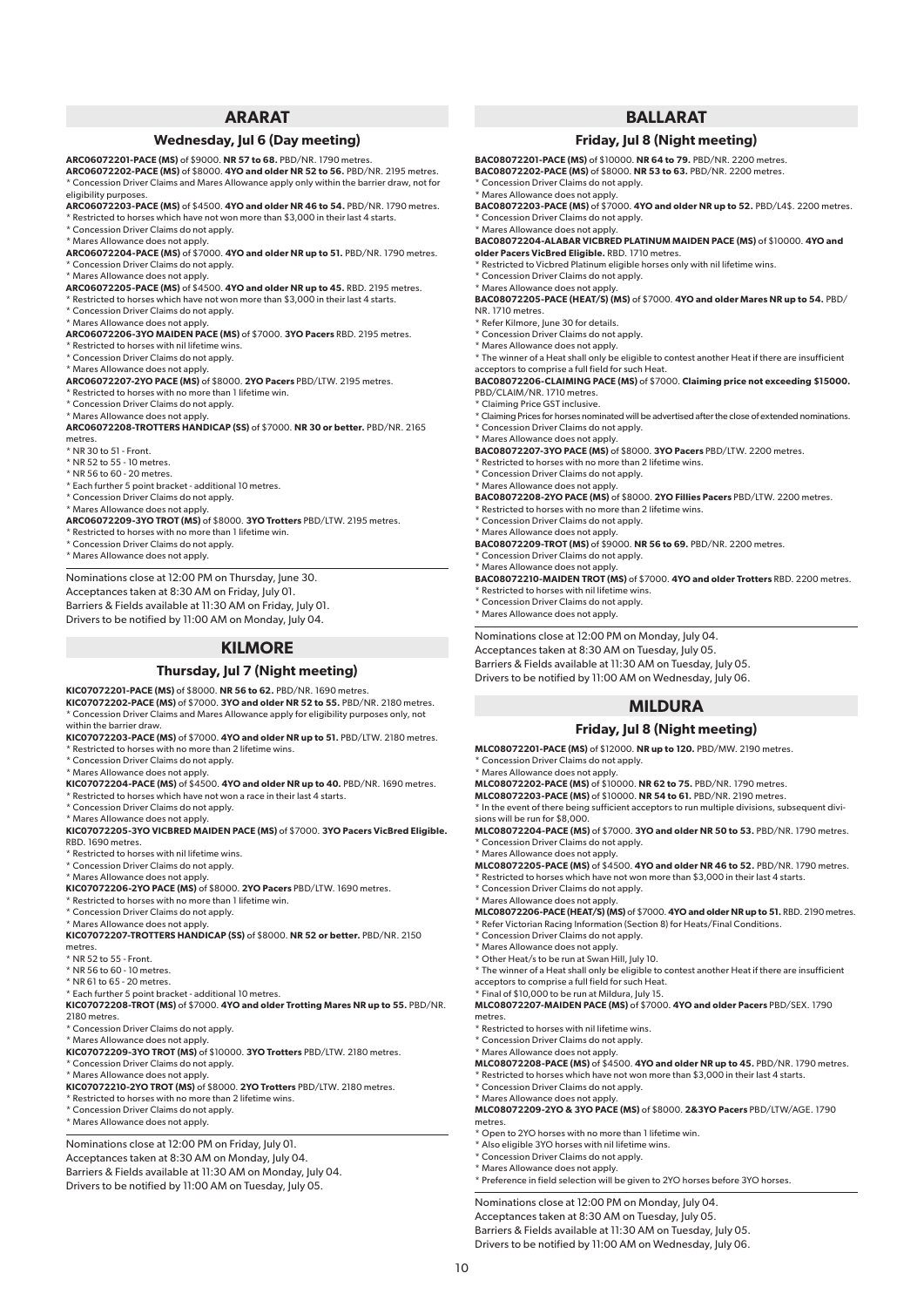## ARARAT

### Wednesday, Jul 6 (Day meeting)

**ARC06072201-PACE (MS)** of $9000. **NR 57 to 68.** PBD/NR. 1790 metres.

**ARC06072202-PACE (MS)** of $8000. **4YO and older NR 52 to 56.** PBD/NR. 2195 metres.
* Concession Driver Claims and Mares Allowance apply only within the barrier draw, not for eligibility purposes.

**ARC06072203-PACE (MS)** of $4500. **4YO and older NR 46 to 54.** PBD/NR. 1790 metres.
* Restricted to horses which have not won more than $3,000 in their last 4 starts.
* Concession Driver Claims do not apply.
* Mares Allowance does not apply.

**ARC06072204-PACE (MS)** of $7000. **4YO and older NR up to 51.** PBD/NR. 1790 metres.
* Concession Driver Claims do not apply.
* Mares Allowance does not apply.

**ARC06072205-PACE (MS)** of $4500. **4YO and older NR up to 45.** RBD. 2195 metres.
* Restricted to horses which have not won more than $3,000 in their last 4 starts.
* Concession Driver Claims do not apply.
* Mares Allowance does not apply.

**ARC06072206-3YO MAIDEN PACE (MS)** of $7000. **3YO Pacers** RBD. 2195 metres.
* Restricted to horses with nil lifetime wins.
* Concession Driver Claims do not apply.
* Mares Allowance does not apply.

**ARC06072207-2YO PACE (MS)** of $8000. **2YO Pacers** PBD/LTW. 2195 metres.
* Restricted to horses with no more than 1 lifetime win.
* Concession Driver Claims do not apply.
* Mares Allowance does not apply.

**ARC06072208-TROTTERS HANDICAP (SS)** of $7000. **NR 30 or better.** PBD/NR. 2165 metres.
* NR 30 to 51 - Front.
* NR 52 to 55 - 10 metres.
* NR 56 to 60 - 20 metres.
* Each further 5 point bracket - additional 10 metres.
* Concession Driver Claims do not apply.
* Mares Allowance does not apply.

**ARC06072209-3YO TROT (MS)** of $8000. **3YO Trotters** PBD/LTW. 2195 metres.
* Restricted to horses with no more than 1 lifetime win.
* Concession Driver Claims do not apply.
* Mares Allowance does not apply.

Nominations close at 12:00 PM on Thursday, June 30.
Acceptances taken at 8:30 AM on Friday, July 01.
Barriers & Fields available at 11:30 AM on Friday, July 01.
Drivers to be notified by 11:00 AM on Monday, July 04.

## KILMORE

### Thursday, Jul 7 (Night meeting)

**KIC07072201-PACE (MS)** of $8000. **NR 56 to 62.** PBD/NR. 1690 metres.

**KIC07072202-PACE (MS)** of $7000. **3YO and older NR 52 to 55.** PBD/NR. 2180 metres.
* Concession Driver Claims and Mares Allowance apply for eligibility purposes only, not within the barrier draw.

**KIC07072203-PACE (MS)** of $7000. **4YO and older NR up to 51.** PBD/LTW. 2180 metres.
* Restricted to horses with no more than 2 lifetime wins.
* Concession Driver Claims do not apply.
* Mares Allowance does not apply.

**KIC07072204-PACE (MS)** of $4500. **4YO and older NR up to 40.** PBD/NR. 1690 metres.
* Restricted to horses which have not won a race in their last 4 starts.
* Concession Driver Claims do not apply.
* Mares Allowance does not apply.

**KIC07072205-3YO VICBRED MAIDEN PACE (MS)** of $7000. **3YO Pacers VicBred Eligible.** RBD. 1690 metres.
* Restricted to horses with nil lifetime wins.
* Concession Driver Claims do not apply.
* Mares Allowance does not apply.

**KIC07072206-2YO PACE (MS)** of $8000. **2YO Pacers** PBD/LTW. 1690 metres.
* Restricted to horses with no more than 1 lifetime win.
* Concession Driver Claims do not apply.
* Mares Allowance does not apply.

**KIC07072207-TROTTERS HANDICAP (SS)** of $8000. **NR 52 or better.** PBD/NR. 2150 metres.
* NR 52 to 55 - Front.
* NR 56 to 60 - 10 metres.
* NR 61 to 65 - 20 metres.
* Each further 5 point bracket - additional 10 metres.

**KIC07072208-TROT (MS)** of $7000. **4YO and older Trotting Mares NR up to 55.** PBD/NR. 2180 metres.
* Concession Driver Claims do not apply.
* Mares Allowance does not apply.

**KIC07072209-3YO TROT (MS)** of $10000. **3YO Trotters** PBD/LTW. 2180 metres.
* Concession Driver Claims do not apply.
* Mares Allowance does not apply.

**KIC07072210-2YO TROT (MS)** of $8000. **2YO Trotters** PBD/LTW. 2180 metres.
* Restricted to horses with no more than 2 lifetime wins.
* Concession Driver Claims do not apply.
* Mares Allowance does not apply.

Nominations close at 12:00 PM on Friday, July 01.
Acceptances taken at 8:30 AM on Monday, July 04.
Barriers & Fields available at 11:30 AM on Monday, July 04.
Drivers to be notified by 11:00 AM on Tuesday, July 05.

## BALLARAT

### Friday, Jul 8 (Night meeting)

**BAC08072201-PACE (MS)** of $10000. **NR 64 to 79.** PBD/NR. 2200 metres.

**BAC08072202-PACE (MS)** of $8000. **NR 53 to 63.** PBD/NR. 2200 metres.
* Concession Driver Claims do not apply.
* Mares Allowance does not apply.

**BAC08072203-PACE (MS)** of $7000. **4YO and older NR up to 52.** PBD/L4$. 2200 metres.
* Concession Driver Claims do not apply.
* Mares Allowance does not apply.

**BAC08072204-ALABAR VICBRED PLATINUM MAIDEN PACE (MS)** of $10000. **4YO and older Pacers VicBred Eligible.** RBD. 1710 metres.
* Restricted to Vicbred Platinum eligible horses only with nil lifetime wins.
* Concession Driver Claims do not apply.
* Mares Allowance does not apply.

**BAC08072205-PACE (HEAT/S) (MS)** of $7000. **4YO and older Mares NR up to 54.** PBD/NR. 1710 metres.
* Refer Kilmore, June 30 for details.
* Concession Driver Claims do not apply.
* Mares Allowance does not apply.
* The winner of a Heat shall only be eligible to contest another Heat if there are insufficient acceptors to comprise a full field for such Heat.

**BAC08072206-CLAIMING PACE (MS)** of $7000. **Claiming price not exceeding $15000.** PBD/CLAIM/NR. 1710 metres.
* Claiming Price GST inclusive.
* Claiming Prices for horses nominated will be advertised after the close of extended nominations.
* Concession Driver Claims do not apply.
* Mares Allowance does not apply.

**BAC08072207-3YO PACE (MS)** of $8000. **3YO Pacers** PBD/LTW. 2200 metres.
* Restricted to horses with no more than 2 lifetime wins.
* Concession Driver Claims do not apply.
* Mares Allowance does not apply.

**BAC08072208-2YO PACE (MS)** of $8000. **2YO Fillies Pacers** PBD/LTW. 2200 metres.
* Restricted to horses with no more than 2 lifetime wins.
* Concession Driver Claims do not apply.
* Mares Allowance does not apply.

**BAC08072209-TROT (MS)** of $9000. **NR 56 to 69.** PBD/NR. 2200 metres.
* Concession Driver Claims do not apply.
* Mares Allowance does not apply.

**BAC08072210-MAIDEN TROT (MS)** of $7000. **4YO and older Trotters** RBD. 2200 metres.
* Restricted to horses with nil lifetime wins.
* Concession Driver Claims do not apply.
* Mares Allowance does not apply.

Nominations close at 12:00 PM on Monday, July 04.
Acceptances taken at 8:30 AM on Tuesday, July 05.
Barriers & Fields available at 11:30 AM on Tuesday, July 05.
Drivers to be notified by 11:00 AM on Wednesday, July 06.

## MILDURA

### Friday, Jul 8 (Night meeting)

**MLC08072201-PACE (MS)** of $12000. **NR up to 120.** PBD/MW. 2190 metres.
* Concession Driver Claims do not apply.
* Mares Allowance does not apply.

**MLC08072202-PACE (MS)** of $10000. **NR 62 to 75.** PBD/NR. 1790 metres.

**MLC08072203-PACE (MS)** of $10000. **NR 54 to 61.** PBD/NR. 2190 metres.
* In the event of there being sufficient acceptors to run multiple divisions, subsequent divisions will be run for $8,000.

**MLC08072204-PACE (MS)** of $7000. **3YO and older NR 50 to 53.** PBD/NR. 1790 metres.
* Concession Driver Claims do not apply.
* Mares Allowance does not apply.

**MLC08072205-PACE (MS)** of $4500. **4YO and older NR 46 to 52.** PBD/NR. 1790 metres.
* Restricted to horses which have not won more than $3,000 in their last 4 starts.
* Concession Driver Claims do not apply.
* Mares Allowance does not apply.

**MLC08072206-PACE (HEAT/S) (MS)** of $7000. **4YO and older NR up to 51.** RBD. 2190 metres.
* Refer Victorian Racing Information (Section 8) for Heats/Final Conditions.
* Concession Driver Claims do not apply.
* Mares Allowance does not apply.
* Other Heat/s to be run at Swan Hill, July 10.
* The winner of a Heat shall only be eligible to contest another Heat if there are insufficient acceptors to comprise a full field for such Heat.
* Final of $10,000 to be run at Mildura, July 15.

**MLC08072207-MAIDEN PACE (MS)** of $7000. **4YO and older Pacers** PBD/SEX. 1790 metres.
* Restricted to horses with nil lifetime wins.
* Concession Driver Claims do not apply.
* Mares Allowance does not apply.

**MLC08072208-PACE (MS)** of $4500. **4YO and older NR up to 45.** PBD/NR. 1790 metres.
* Restricted to horses which have not won more than $3,000 in their last 4 starts.
* Concession Driver Claims do not apply.
* Mares Allowance does not apply.

**MLC08072209-2YO & 3YO PACE (MS)** of $8000. **2&3YO Pacers** PBD/LTW/AGE. 1790 metres.
* Open to 2YO horses with no more than 1 lifetime win.
* Also eligible 3YO horses with nil lifetime wins.
* Concession Driver Claims do not apply.
* Mares Allowance does not apply.
* Preference in field selection will be given to 2YO horses before 3YO horses.

Nominations close at 12:00 PM on Monday, July 04.
Acceptances taken at 8:30 AM on Tuesday, July 05.
Barriers & Fields available at 11:30 AM on Tuesday, July 05.
Drivers to be notified by 11:00 AM on Wednesday, July 06.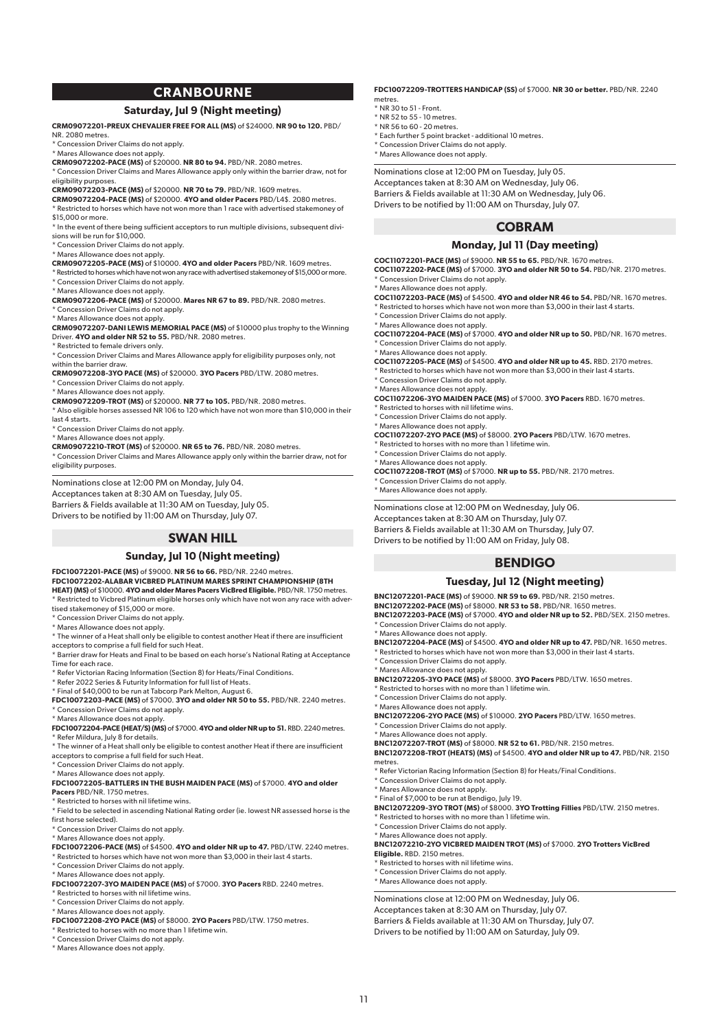## CRANBOURNE

### Saturday, Jul 9 (Night meeting)

**CRM09072201-PREUX CHEVALIER FREE FOR ALL (MS)** of $24000. **NR 90 to 120.** PBD/NR. 2080 metres.
* Concession Driver Claims do not apply.
* Mares Allowance does not apply.

**CRM09072202-PACE (MS)** of $20000. **NR 80 to 94.** PBD/NR. 2080 metres.
* Concession Driver Claims and Mares Allowance apply only within the barrier draw, not for eligibility purposes.

**CRM09072203-PACE (MS)** of $20000. **NR 70 to 79.** PBD/NR. 1609 metres.

**CRM09072204-PACE (MS)** of $20000. **4YO and older Pacers** PBD/L4$. 2080 metres.
* Restricted to horses which have not won more than 1 race with advertised stakemoney of $15,000 or more.
* In the event of there being sufficient acceptors to run multiple divisions, subsequent divisions will be run for $10,000.
* Concession Driver Claims do not apply.
* Mares Allowance does not apply.

**CRM09072205-PACE (MS)** of $10000. **4YO and older Pacers** PBD/NR. 1609 metres.
* Restricted to horses which have not won any race with advertised stakemoney of $15,000 or more.
* Concession Driver Claims do not apply.
* Mares Allowance does not apply.

**CRM09072206-PACE (MS)** of $20000. **Mares NR 67 to 89.** PBD/NR. 2080 metres.
* Concession Driver Claims do not apply.
* Mares Allowance does not apply.

**CRM09072207-DANI LEWIS MEMORIAL PACE (MS)** of $10000 plus trophy to the Winning Driver. **4YO and older NR 52 to 55.** PBD/NR. 2080 metres.
* Restricted to female drivers only.
* Concession Driver Claims and Mares Allowance apply for eligibility purposes only, not within the barrier draw.

**CRM09072208-3YO PACE (MS)** of $20000. **3YO Pacers** PBD/LTW. 2080 metres.
* Concession Driver Claims do not apply.
* Mares Allowance does not apply.

**CRM09072209-TROT (MS)** of $20000. **NR 77 to 105.** PBD/NR. 2080 metres.
* Also eligible horses assessed NR 106 to 120 which have not won more than $10,000 in their last 4 starts.
* Concession Driver Claims do not apply.
* Mares Allowance does not apply.

**CRM09072210-TROT (MS)** of $20000. **NR 65 to 76.** PBD/NR. 2080 metres.
* Concession Driver Claims and Mares Allowance apply only within the barrier draw, not for eligibility purposes.

Nominations close at 12:00 PM on Monday, July 04.
Acceptances taken at 8:30 AM on Tuesday, July 05.
Barriers & Fields available at 11:30 AM on Tuesday, July 05.
Drivers to be notified by 11:00 AM on Thursday, July 07.

## SWAN HILL

### Sunday, Jul 10 (Night meeting)

**FDC10072201-PACE (MS)** of $9000. **NR 56 to 66.** PBD/NR. 2240 metres.

**FDC10072202-ALABAR VICBRED PLATINUM MARES SPRINT CHAMPIONSHIP (8TH HEAT) (MS)** of $10000. **4YO and older Mares Pacers VicBred Eligible.** PBD/NR. 1750 metres.
* Restricted to Vicbred Platinum eligible horses only which have not won any race with advertised stakemoney of $15,000 or more.
* Concession Driver Claims do not apply.
* Mares Allowance does not apply.
* The winner of a Heat shall only be eligible to contest another Heat if there are insufficient acceptors to comprise a full field for such Heat.
* Barrier draw for Heats and Final to be based on each horse's National Rating at Acceptance Time for each race.
* Refer Victorian Racing Information (Section 8) for Heats/Final Conditions.
* Refer 2022 Series & Futurity Information for full list of Heats.
* Final of $40,000 to be run at Tabcorp Park Melton, August 6.

**FDC10072203-PACE (MS)** of $7000. **3YO and older NR 50 to 55.** PBD/NR. 2240 metres.
* Concession Driver Claims do not apply.
* Mares Allowance does not apply.

**FDC10072204-PACE (HEAT/S) (MS)** of $7000. **4YO and older NR up to 51.** RBD. 2240 metres.
* Refer Mildura, July 8 for details.
* The winner of a Heat shall only be eligible to contest another Heat if there are insufficient acceptors to comprise a full field for such Heat.
* Concession Driver Claims do not apply.
* Mares Allowance does not apply.

**FDC10072205-BATTLERS IN THE BUSH MAIDEN PACE (MS)** of $7000. **4YO and older Pacers** PBD/NR. 1750 metres.
* Restricted to horses with nil lifetime wins.
* Field to be selected in ascending National Rating order (ie. lowest NR assessed horse is the first horse selected).
* Concession Driver Claims do not apply.
* Mares Allowance does not apply.

**FDC10072206-PACE (MS)** of $4500. **4YO and older NR up to 47.** PBD/LTW. 2240 metres.
* Restricted to horses which have not won more than $3,000 in their last 4 starts.
* Concession Driver Claims do not apply.
* Mares Allowance does not apply.

**FDC10072207-3YO MAIDEN PACE (MS)** of $7000. **3YO Pacers** RBD. 2240 metres.
* Restricted to horses with nil lifetime wins.
* Concession Driver Claims do not apply.
* Mares Allowance does not apply.

**FDC10072208-2YO PACE (MS)** of $8000. **2YO Pacers** PBD/LTW. 1750 metres.
* Restricted to horses with no more than 1 lifetime win.
* Concession Driver Claims do not apply.
* Mares Allowance does not apply.

**FDC10072209-TROTTERS HANDICAP (SS)** of $7000. **NR 30 or better.** PBD/NR. 2240 metres.
* NR 30 to 51 - Front.
* NR 52 to 55 - 10 metres.
* NR 56 to 60 - 20 metres.
* Each further 5 point bracket - additional 10 metres.
* Concession Driver Claims do not apply.
* Mares Allowance does not apply.

Nominations close at 12:00 PM on Tuesday, July 05.
Acceptances taken at 8:30 AM on Wednesday, July 06.
Barriers & Fields available at 11:30 AM on Wednesday, July 06.
Drivers to be notified by 11:00 AM on Thursday, July 07.

## COBRAM

### Monday, Jul 11 (Day meeting)

**COC11072201-PACE (MS)** of $9000. **NR 55 to 65.** PBD/NR. 1670 metres.

**COC11072202-PACE (MS)** of $7000. **3YO and older NR 50 to 54.** PBD/NR. 2170 metres.
* Concession Driver Claims do not apply.
* Mares Allowance does not apply.

**COC11072203-PACE (MS)** of $4500. **4YO and older NR 46 to 54.** PBD/NR. 1670 metres.
* Restricted to horses which have not won more than $3,000 in their last 4 starts.
* Concession Driver Claims do not apply.
* Mares Allowance does not apply.

**COC11072204-PACE (MS)** of $7000. **4YO and older NR up to 50.** PBD/NR. 1670 metres.
* Concession Driver Claims do not apply.
* Mares Allowance does not apply.

**COC11072205-PACE (MS)** of $4500. **4YO and older NR up to 45.** RBD. 2170 metres.
* Restricted to horses which have not won more than $3,000 in their last 4 starts.
* Concession Driver Claims do not apply.
* Mares Allowance does not apply.

**COC11072206-3YO MAIDEN PACE (MS)** of $7000. **3YO Pacers** RBD. 1670 metres.
* Restricted to horses with nil lifetime wins.
* Concession Driver Claims do not apply.
* Mares Allowance does not apply.

**COC11072207-2YO PACE (MS)** of $8000. **2YO Pacers** PBD/LTW. 1670 metres.
* Restricted to horses with no more than 1 lifetime win.
* Concession Driver Claims do not apply.
* Mares Allowance does not apply.

**COC11072208-TROT (MS)** of $7000. **NR up to 55.** PBD/NR. 2170 metres.
* Concession Driver Claims do not apply.
* Mares Allowance does not apply.

Nominations close at 12:00 PM on Wednesday, July 06.
Acceptances taken at 8:30 AM on Thursday, July 07.
Barriers & Fields available at 11:30 AM on Thursday, July 07.
Drivers to be notified by 11:00 AM on Friday, July 08.

## BENDIGO

### Tuesday, Jul 12 (Night meeting)

**BNC12072201-PACE (MS)** of $9000. **NR 59 to 69.** PBD/NR. 2150 metres.

**BNC12072202-PACE (MS)** of $8000. **NR 53 to 58.** PBD/NR. 1650 metres.

**BNC12072203-PACE (MS)** of $7000. **4YO and older NR up to 52.** PBD/SEX. 2150 metres.
* Concession Driver Claims do not apply.
* Mares Allowance does not apply.

**BNC12072204-PACE (MS)** of $4500. **4YO and older NR up to 47.** PBD/NR. 1650 metres.
* Restricted to horses which have not won more than $3,000 in their last 4 starts.
* Concession Driver Claims do not apply.
* Mares Allowance does not apply.

**BNC12072205-3YO PACE (MS)** of $8000. **3YO Pacers** PBD/LTW. 1650 metres.
* Restricted to horses with no more than 1 lifetime win.
* Concession Driver Claims do not apply.
* Mares Allowance does not apply.

**BNC12072206-2YO PACE (MS)** of $10000. **2YO Pacers** PBD/LTW. 1650 metres.
* Concession Driver Claims do not apply.
* Mares Allowance does not apply.

**BNC12072207-TROT (MS)** of $8000. **NR 52 to 61.** PBD/NR. 2150 metres.

**BNC12072208-TROT (HEATS) (MS)** of $4500. **4YO and older NR up to 47.** PBD/NR. 2150 metres.
* Refer Victorian Racing Information (Section 8) for Heats/Final Conditions.
* Concession Driver Claims do not apply.
* Mares Allowance does not apply.
* Final of $7,000 to be run at Bendigo, July 19.

**BNC12072209-3YO TROT (MS)** of $8000. **3YO Trotting Fillies** PBD/LTW. 2150 metres.
* Restricted to horses with no more than 1 lifetime win.
* Concession Driver Claims do not apply.
* Mares Allowance does not apply.

**BNC12072210-2YO VICBRED MAIDEN TROT (MS)** of $7000. **2YO Trotters VicBred Eligible.** RBD. 2150 metres.
* Restricted to horses with nil lifetime wins.
* Concession Driver Claims do not apply.
* Mares Allowance does not apply.

Nominations close at 12:00 PM on Wednesday, July 06.
Acceptances taken at 8:30 AM on Thursday, July 07.
Barriers & Fields available at 11:30 AM on Thursday, July 07.
Drivers to be notified by 11:00 AM on Saturday, July 09.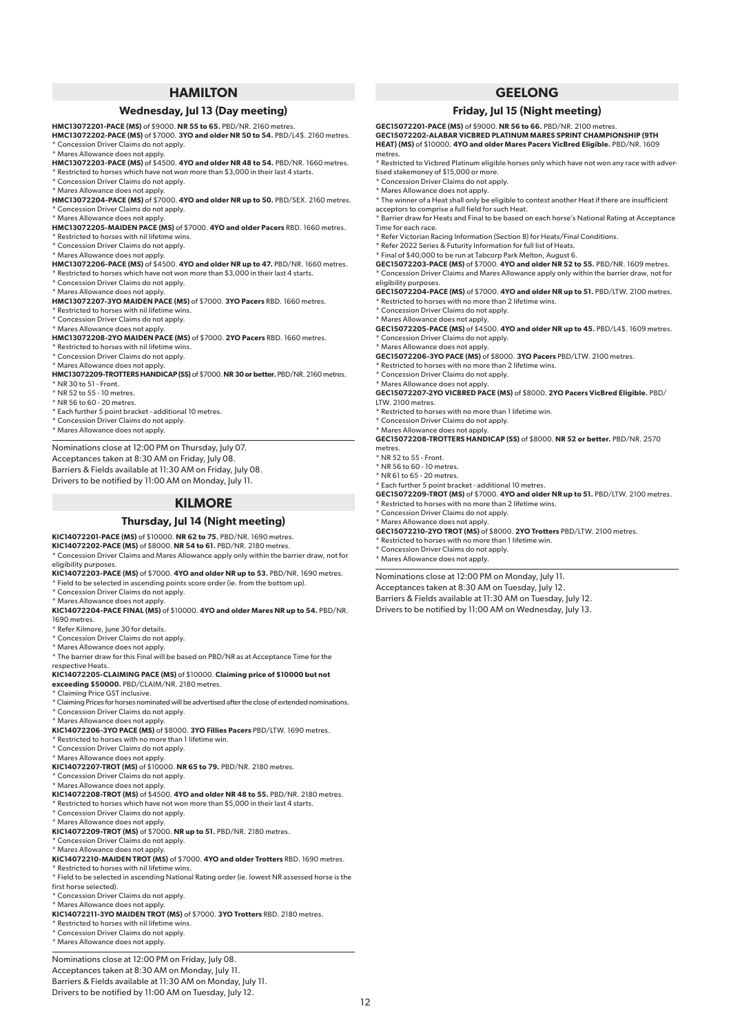## HAMILTON

### Wednesday, Jul 13 (Day meeting)

**HMC13072201-PACE (MS)** of $9000. **NR 55 to 65.** PBD/NR. 2160 metres.

**HMC13072202-PACE (MS)** of $7000. **3YO and older NR 50 to 54.** PBD/L4$. 2160 metres.
* Concession Driver Claims do not apply.
* Mares Allowance does not apply.

**HMC13072203-PACE (MS)** of $4500. **4YO and older NR 48 to 54.** PBD/NR. 1660 metres.
* Restricted to horses which have not won more than $3,000 in their last 4 starts.
* Concession Driver Claims do not apply.
* Mares Allowance does not apply.

**HMC13072204-PACE (MS)** of $7000. **4YO and older NR up to 50.** PBD/SEX. 2160 metres.
* Concession Driver Claims do not apply.
* Mares Allowance does not apply.

**HMC13072205-MAIDEN PACE (MS)** of $7000. **4YO and older Pacers** RBD. 1660 metres.
* Restricted to horses with nil lifetime wins.
* Concession Driver Claims do not apply.
* Mares Allowance does not apply.

**HMC13072206-PACE (MS)** of $4500. **4YO and older NR up to 47.** PBD/NR. 1660 metres.
* Restricted to horses which have not won more than $3,000 in their last 4 starts.
* Concession Driver Claims do not apply.
* Mares Allowance does not apply.

**HMC13072207-3YO MAIDEN PACE (MS)** of $7000. **3YO Pacers** RBD. 1660 metres.
* Restricted to horses with nil lifetime wins.
* Concession Driver Claims do not apply.
* Mares Allowance does not apply.

**HMC13072208-2YO MAIDEN PACE (MS)** of $7000. **2YO Pacers** RBD. 1660 metres.
* Restricted to horses with nil lifetime wins.
* Concession Driver Claims do not apply.
* Mares Allowance does not apply.

**HMC13072209-TROTTERS HANDICAP (SS)** of $7000. **NR 30 or better.** PBD/NR. 2160 metres.
* NR 30 to 51 - Front.
* NR 52 to 55 - 10 metres.
* NR 56 to 60 - 20 metres.
* Each further 5 point bracket - additional 10 metres.
* Concession Driver Claims do not apply.
* Mares Allowance does not apply.

Nominations close at 12:00 PM on Thursday, July 07.
Acceptances taken at 8:30 AM on Friday, July 08.
Barriers & Fields available at 11:30 AM on Friday, July 08.
Drivers to be notified by 11:00 AM on Monday, July 11.

## KILMORE

### Thursday, Jul 14 (Night meeting)

**KIC14072201-PACE (MS)** of $10000. **NR 62 to 75.** PBD/NR. 1690 metres.

**KIC14072202-PACE (MS)** of $8000. **NR 54 to 61.** PBD/NR. 2180 metres.
* Concession Driver Claims and Mares Allowance apply only within the barrier draw, not for eligibility purposes.

**KIC14072203-PACE (MS)** of $7000. **4YO and older NR up to 53.** PBD/NR. 1690 metres.
* Field to be selected in ascending points score order (ie. from the bottom up).
* Concession Driver Claims do not apply.
* Mares Allowance does not apply.

**KIC14072204-PACE FINAL (MS)** of $10000. **4YO and older Mares NR up to 54.** PBD/NR. 1690 metres.
* Refer Kilmore, June 30 for details.
* Concession Driver Claims do not apply.
* Mares Allowance does not apply.
* The barrier draw for this Final will be based on PBD/NR as at Acceptance Time for the respective Heats.

**KIC14072205-CLAIMING PACE (MS)** of $10000. **Claiming price of $10000 but not exceeding $50000.** PBD/CLAIM/NR. 2180 metres.
* Claiming Price GST inclusive.
* Claiming Prices for horses nominated will be advertised after the close of extended nominations.
* Concession Driver Claims do not apply.
* Mares Allowance does not apply.

**KIC14072206-3YO PACE (MS)** of $8000. **3YO Fillies Pacers** PBD/LTW. 1690 metres.
* Restricted to horses with no more than 1 lifetime win.
* Concession Driver Claims do not apply.
* Mares Allowance does not apply.

**KIC14072207-TROT (MS)** of $10000. **NR 65 to 79.** PBD/NR. 2180 metres.
* Concession Driver Claims do not apply.
* Mares Allowance does not apply.

**KIC14072208-TROT (MS)** of $4500. **4YO and older NR 48 to 55.** PBD/NR. 2180 metres.
* Restricted to horses which have not won more than $5,000 in their last 4 starts.
* Concession Driver Claims do not apply.
* Mares Allowance does not apply.

**KIC14072209-TROT (MS)** of $7000. **NR up to 51.** PBD/NR. 2180 metres.
* Concession Driver Claims do not apply.
* Mares Allowance does not apply.

**KIC14072210-MAIDEN TROT (MS)** of $7000. **4YO and older Trotters** RBD. 1690 metres.
* Restricted to horses with nil lifetime wins.
* Field to be selected in ascending National Rating order (ie. lowest NR assessed horse is the first horse selected).
* Concession Driver Claims do not apply.
* Mares Allowance does not apply.

**KIC14072211-3YO MAIDEN TROT (MS)** of $7000. **3YO Trotters** RBD. 2180 metres.
* Restricted to horses with nil lifetime wins.
* Concession Driver Claims do not apply.
* Mares Allowance does not apply.

Nominations close at 12:00 PM on Friday, July 08.
Acceptances taken at 8:30 AM on Monday, July 11.
Barriers & Fields available at 11:30 AM on Monday, July 11.
Drivers to be notified by 11:00 AM on Tuesday, July 12.

## GEELONG

### Friday, Jul 15 (Night meeting)

**GEC15072201-PACE (MS)** of $9000. **NR 56 to 66.** PBD/NR. 2100 metres.

**GEC15072202-ALABAR VICBRED PLATINUM MARES SPRINT CHAMPIONSHIP (9TH HEAT) (MS)** of $10000. **4YO and older Mares Pacers VicBred Eligible.** PBD/NR. 1609 metres.
* Restricted to Vicbred Platinum eligible horses only which have not won any race with advertised stakemoney of $15,000 or more.
* Concession Driver Claims do not apply.
* Mares Allowance does not apply.
* The winner of a Heat shall only be eligible to contest another Heat if there are insufficient acceptors to comprise a full field for such Heat.
* Barrier draw for Heats and Final to be based on each horse's National Rating at Acceptance Time for each race.
* Refer Victorian Racing Information (Section 8) for Heats/Final Conditions.
* Refer 2022 Series & Futurity Information for full list of Heats.
* Final of $40,000 to be run at Tabcorp Park Melton, August 6.

**GEC15072203-PACE (MS)** of $7000. **4YO and older NR 52 to 55.** PBD/NR. 1609 metres.
* Concession Driver Claims and Mares Allowance apply only within the barrier draw, not for eligibility purposes.

**GEC15072204-PACE (MS)** of $7000. **4YO and older NR up to 51.** PBD/LTW. 2100 metres.
* Restricted to horses with no more than 2 lifetime wins.
* Concession Driver Claims do not apply.
* Mares Allowance does not apply.

**GEC15072205-PACE (MS)** of $4500. **4YO and older NR up to 45.** PBD/L4$. 1609 metres.
* Concession Driver Claims do not apply.
* Mares Allowance does not apply.

**GEC15072206-3YO PACE (MS)** of $8000. **3YO Pacers** PBD/LTW. 2100 metres.
* Restricted to horses with no more than 2 lifetime wins.
* Concession Driver Claims do not apply.
* Mares Allowance does not apply.

**GEC15072207-2YO VICBRED PACE (MS)** of $8000. **2YO Pacers VicBred Eligible.** PBD/LTW. 2100 metres.
* Restricted to horses with no more than 1 lifetime win.
* Concession Driver Claims do not apply.
* Mares Allowance does not apply.

**GEC15072208-TROTTERS HANDICAP (SS)** of $8000. **NR 52 or better.** PBD/NR. 2570 metres.
* NR 52 to 55 - Front.
* NR 56 to 60 - 10 metres.
* NR 61 to 65 - 20 metres.
* Each further 5 point bracket - additional 10 metres.

**GEC15072209-TROT (MS)** of $7000. **4YO and older NR up to 51.** PBD/LTW. 2100 metres.
* Restricted to horses with no more than 2 lifetime wins.
* Concession Driver Claims do not apply.
* Mares Allowance does not apply.

**GEC15072210-2YO TROT (MS)** of $8000. **2YO Trotters** PBD/LTW. 2100 metres.
* Restricted to horses with no more than 1 lifetime win.
* Concession Driver Claims do not apply.
* Mares Allowance does not apply.

Nominations close at 12:00 PM on Monday, July 11.
Acceptances taken at 8:30 AM on Tuesday, July 12.
Barriers & Fields available at 11:30 AM on Tuesday, July 12.
Drivers to be notified by 11:00 AM on Wednesday, July 13.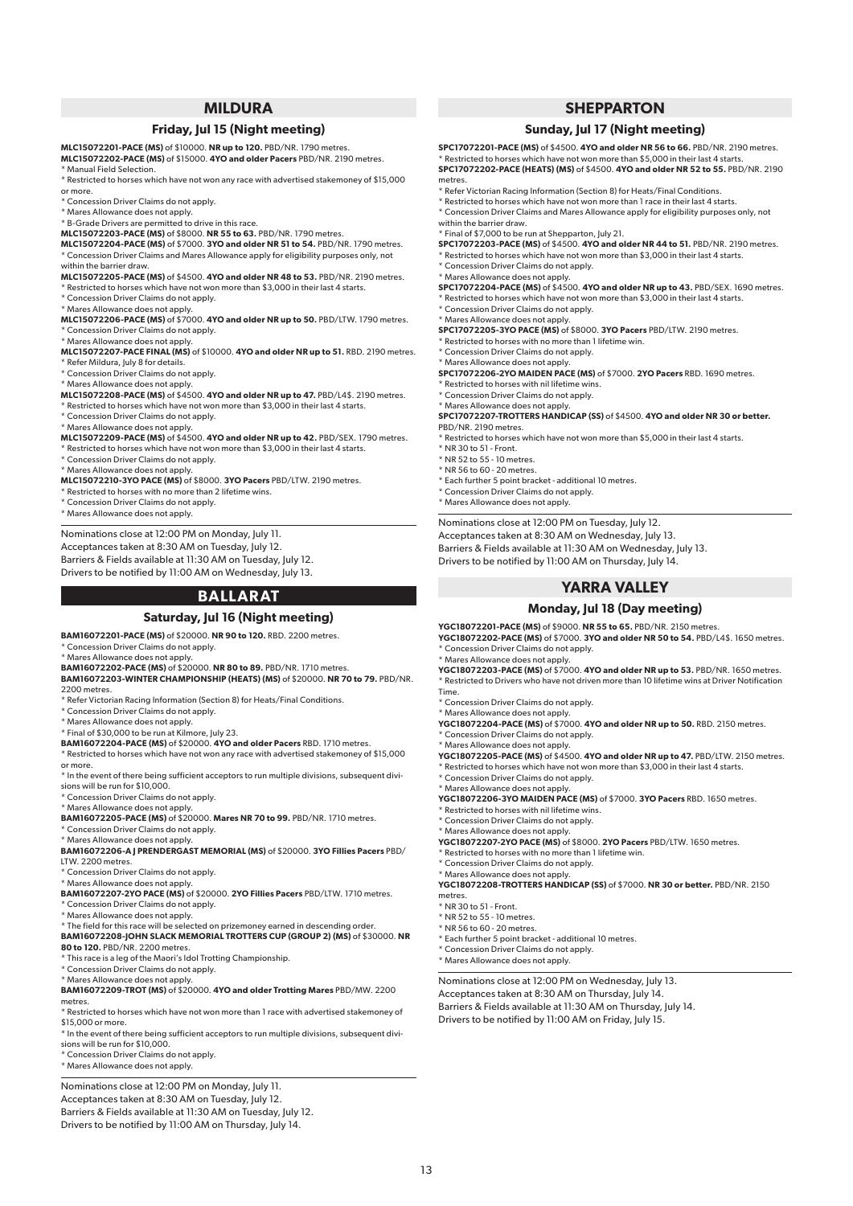## MILDURA

### Friday, Jul 15 (Night meeting)

**MLC15072201-PACE (MS)** of $10000. **NR up to 120.** PBD/NR. 1790 metres.

**MLC15072202-PACE (MS)** of $15000. **4YO and older Pacers** PBD/NR. 2190 metres.
* Manual Field Selection.
* Restricted to horses which have not won any race with advertised stakemoney of $15,000 or more.
* Concession Driver Claims do not apply.
* Mares Allowance does not apply.
* B-Grade Drivers are permitted to drive in this race.

**MLC15072203-PACE (MS)** of $8000. **NR 55 to 63.** PBD/NR. 1790 metres.

**MLC15072204-PACE (MS)** of $7000. **3YO and older NR 51 to 54.** PBD/NR. 1790 metres.
* Concession Driver Claims and Mares Allowance apply for eligibility purposes only, not within the barrier draw.

**MLC15072205-PACE (MS)** of $4500. **4YO and older NR 48 to 53.** PBD/NR. 2190 metres.
* Restricted to horses which have not won more than $3,000 in their last 4 starts.
* Concession Driver Claims do not apply.
* Mares Allowance does not apply.

**MLC15072206-PACE (MS)** of $7000. **4YO and older NR up to 50.** PBD/LTW. 1790 metres.
* Concession Driver Claims do not apply.
* Mares Allowance does not apply.

**MLC15072207-PACE FINAL (MS)** of $10000. **4YO and older NR up to 51.** RBD. 2190 metres.
* Refer Mildura, July 8 for details.
* Concession Driver Claims do not apply.
* Mares Allowance does not apply.

**MLC15072208-PACE (MS)** of $4500. **4YO and older NR up to 47.** PBD/L4$. 2190 metres.
* Restricted to horses which have not won more than $3,000 in their last 4 starts.
* Concession Driver Claims do not apply.
* Mares Allowance does not apply.

**MLC15072209-PACE (MS)** of $4500. **4YO and older NR up to 42.** PBD/SEX. 1790 metres.
* Restricted to horses which have not won more than $3,000 in their last 4 starts.
* Concession Driver Claims do not apply.
* Mares Allowance does not apply.

**MLC15072210-3YO PACE (MS)** of $8000. **3YO Pacers** PBD/LTW. 2190 metres.
* Restricted to horses with no more than 2 lifetime wins.
* Concession Driver Claims do not apply.
* Mares Allowance does not apply.

Nominations close at 12:00 PM on Monday, July 11.
Acceptances taken at 8:30 AM on Tuesday, July 12.
Barriers & Fields available at 11:30 AM on Tuesday, July 12.
Drivers to be notified by 11:00 AM on Wednesday, July 13.

## BALLARAT

### Saturday, Jul 16 (Night meeting)

**BAM16072201-PACE (MS)** of $20000. **NR 90 to 120.** RBD. 2200 metres.
* Concession Driver Claims do not apply.
* Mares Allowance does not apply.

**BAM16072202-PACE (MS)** of $20000. **NR 80 to 89.** PBD/NR. 1710 metres.

**BAM16072203-WINTER CHAMPIONSHIP (HEATS) (MS)** of $20000. **NR 70 to 79.** PBD/NR. 2200 metres.
* Refer Victorian Racing Information (Section 8) for Heats/Final Conditions.
* Concession Driver Claims do not apply.
* Mares Allowance does not apply.
* Final of $30,000 to be run at Kilmore, July 23.

**BAM16072204-PACE (MS)** of $20000. **4YO and older Pacers** RBD. 1710 metres.
* Restricted to horses which have not won any race with advertised stakemoney of $15,000 or more.
* In the event of there being sufficient acceptors to run multiple divisions, subsequent divisions will be run for $10,000.
* Concession Driver Claims do not apply.
* Mares Allowance does not apply.

**BAM16072205-PACE (MS)** of $20000. **Mares NR 70 to 99.** PBD/NR. 1710 metres.
* Concession Driver Claims do not apply.
* Mares Allowance does not apply.

**BAM16072206-A J PRENDERGAST MEMORIAL (MS)** of $20000. **3YO Fillies Pacers** PBD/LTW. 2200 metres.
* Concession Driver Claims do not apply.
* Mares Allowance does not apply.

**BAM16072207-2YO PACE (MS)** of $20000. **2YO Fillies Pacers** PBD/LTW. 1710 metres.
* Concession Driver Claims do not apply.
* Mares Allowance does not apply.
* The field for this race will be selected on prizemoney earned in descending order.

**BAM16072208-JOHN SLACK MEMORIAL TROTTERS CUP (GROUP 2) (MS)** of $30000. **NR 80 to 120.** PBD/NR. 2200 metres.
* This race is a leg of the Maori's Idol Trotting Championship.
* Concession Driver Claims do not apply.
* Mares Allowance does not apply.

**BAM16072209-TROT (MS)** of $20000. **4YO and older Trotting Mares** PBD/MW. 2200 metres.
* Restricted to horses which have not won more than 1 race with advertised stakemoney of $15,000 or more.
* In the event of there being sufficient acceptors to run multiple divisions, subsequent divisions will be run for $10,000.
* Concession Driver Claims do not apply.
* Mares Allowance does not apply.

Nominations close at 12:00 PM on Monday, July 11.
Acceptances taken at 8:30 AM on Tuesday, July 12.
Barriers & Fields available at 11:30 AM on Tuesday, July 12.
Drivers to be notified by 11:00 AM on Thursday, July 14.

## SHEPPARTON

### Sunday, Jul 17 (Night meeting)

**SPC17072201-PACE (MS)** of $4500. **4YO and older NR 56 to 66.** PBD/NR. 2190 metres.
* Restricted to horses which have not won more than $5,000 in their last 4 starts.

**SPC17072202-PACE (HEATS) (MS)** of $4500. **4YO and older NR 52 to 55.** PBD/NR. 2190 metres.
* Refer Victorian Racing Information (Section 8) for Heats/Final Conditions.
* Restricted to horses which have not won more than 1 race in their last 4 starts.
* Concession Driver Claims and Mares Allowance apply for eligibility purposes only, not within the barrier draw.
* Final of $7,000 to be run at Shepparton, July 21.

**SPC17072203-PACE (MS)** of $4500. **4YO and older NR 44 to 51.** PBD/NR. 2190 metres.
* Restricted to horses which have not won more than $3,000 in their last 4 starts.
* Concession Driver Claims do not apply.
* Mares Allowance does not apply.

**SPC17072204-PACE (MS)** of $4500. **4YO and older NR up to 43.** PBD/SEX. 1690 metres.
* Restricted to horses which have not won more than $3,000 in their last 4 starts.
* Concession Driver Claims do not apply.
* Mares Allowance does not apply.

**SPC17072205-3YO PACE (MS)** of $8000. **3YO Pacers** PBD/LTW. 2190 metres.
* Restricted to horses with no more than 1 lifetime win.
* Concession Driver Claims do not apply.
* Mares Allowance does not apply.

**SPC17072206-2YO MAIDEN PACE (MS)** of $7000. **2YO Pacers** RBD. 1690 metres.
* Restricted to horses with nil lifetime wins.
* Concession Driver Claims do not apply.
* Mares Allowance does not apply.

**SPC17072207-TROTTERS HANDICAP (SS)** of $4500. **4YO and older NR 30 or better.** PBD/NR. 2190 metres.
* Restricted to horses which have not won more than $5,000 in their last 4 starts.
* NR 30 to 51 - Front.
* NR 52 to 55 - 10 metres.
* NR 56 to 60 - 20 metres.
* Each further 5 point bracket - additional 10 metres.
* Concession Driver Claims do not apply.
* Mares Allowance does not apply.

Nominations close at 12:00 PM on Tuesday, July 12.
Acceptances taken at 8:30 AM on Wednesday, July 13.
Barriers & Fields available at 11:30 AM on Wednesday, July 13.
Drivers to be notified by 11:00 AM on Thursday, July 14.

## YARRA VALLEY

### Monday, Jul 18 (Day meeting)

**YGC18072201-PACE (MS)** of $9000. **NR 55 to 65.** PBD/NR. 2150 metres.

**YGC18072202-PACE (MS)** of $7000. **3YO and older NR 50 to 54.** PBD/L4$. 1650 metres.
* Concession Driver Claims do not apply.
* Mares Allowance does not apply.

**YGC18072203-PACE (MS)** of $7000. **4YO and older NR up to 53.** PBD/NR. 1650 metres.
* Restricted to Drivers who have not driven more than 10 lifetime wins at Driver Notification Time.
* Concession Driver Claims do not apply.
* Mares Allowance does not apply.

**YGC18072204-PACE (MS)** of $7000. **4YO and older NR up to 50.** RBD. 2150 metres.
* Concession Driver Claims do not apply.
* Mares Allowance does not apply.

**YGC18072205-PACE (MS)** of $4500. **4YO and older NR up to 47.** PBD/LTW. 2150 metres.
* Restricted to horses which have not won more than $3,000 in their last 4 starts.
* Concession Driver Claims do not apply.
* Mares Allowance does not apply.

**YGC18072206-3YO MAIDEN PACE (MS)** of $7000. **3YO Pacers** RBD. 1650 metres.
* Restricted to horses with nil lifetime wins.
* Concession Driver Claims do not apply.
* Mares Allowance does not apply.

**YGC18072207-2YO PACE (MS)** of $8000. **2YO Pacers** PBD/LTW. 1650 metres.
* Restricted to horses with no more than 1 lifetime win.
* Concession Driver Claims do not apply.
* Mares Allowance does not apply.

**YGC18072208-TROTTERS HANDICAP (SS)** of $7000. **NR 30 or better.** PBD/NR. 2150 metres.
* NR 30 to 51 - Front.
* NR 52 to 55 - 10 metres.
* NR 56 to 60 - 20 metres.
* Each further 5 point bracket - additional 10 metres.
* Concession Driver Claims do not apply.
* Mares Allowance does not apply.

Nominations close at 12:00 PM on Wednesday, July 13.
Acceptances taken at 8:30 AM on Thursday, July 14.
Barriers & Fields available at 11:30 AM on Thursday, July 14.
Drivers to be notified by 11:00 AM on Friday, July 15.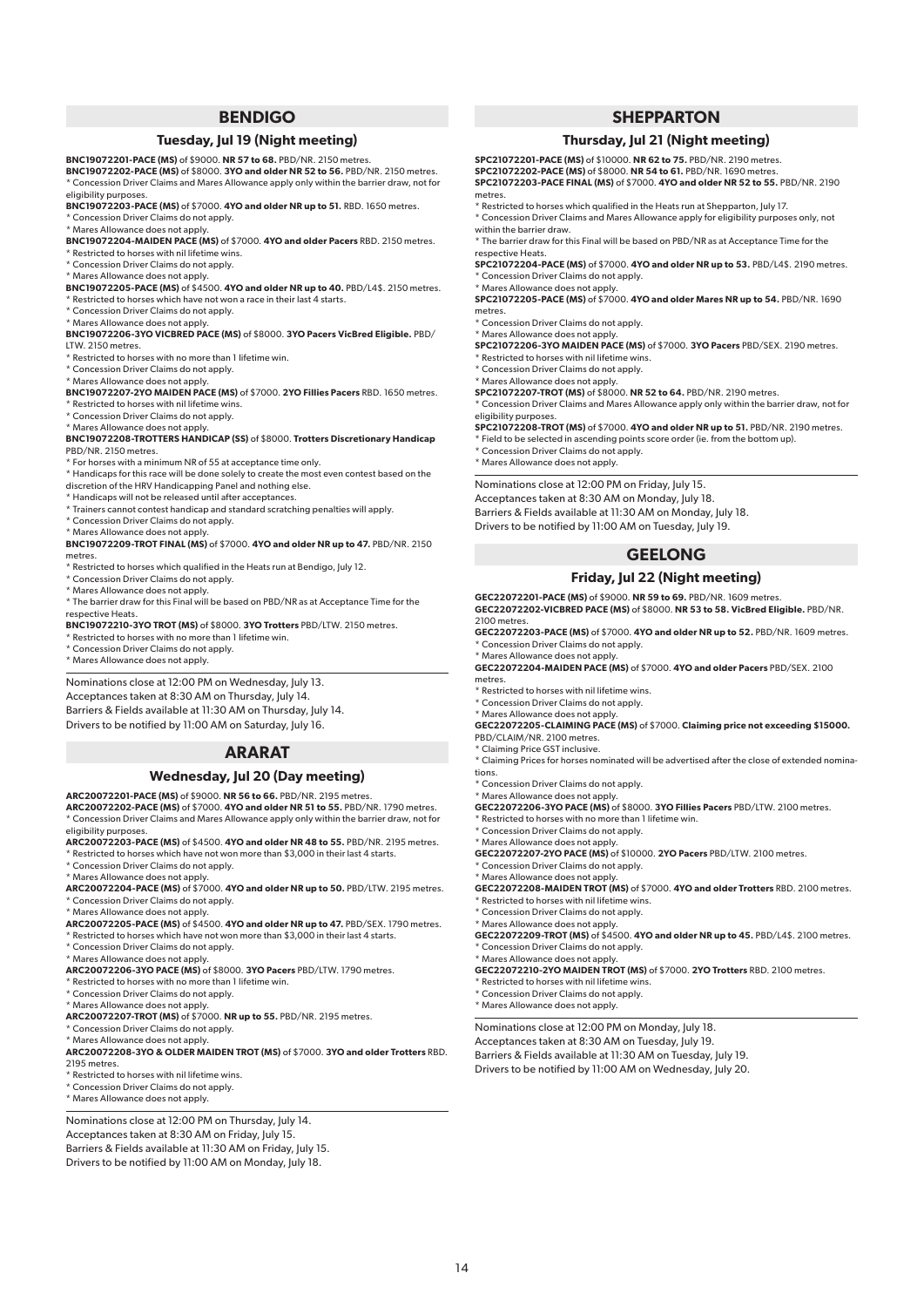## BENDIGO

### Tuesday, Jul 19 (Night meeting)

**BNC19072201-PACE (MS)** of $9000. **NR 57 to 68.** PBD/NR. 2150 metres.

**BNC19072202-PACE (MS)** of $8000. **3YO and older NR 52 to 56.** PBD/NR. 2150 metres.

* Concession Driver Claims and Mares Allowance apply only within the barrier draw, not for eligibility purposes.

**BNC19072203-PACE (MS)** of $7000. **4YO and older NR up to 51.** RBD. 1650 metres.

* Concession Driver Claims do not apply.
* Mares Allowance does not apply.

**BNC19072204-MAIDEN PACE (MS)** of $7000. **4YO and older Pacers** RBD. 2150 metres.

* Restricted to horses with nil lifetime wins.
* Concession Driver Claims do not apply.
* Mares Allowance does not apply.

**BNC19072205-PACE (MS)** of $4500. **4YO and older NR up to 40.** PBD/L4$. 2150 metres.

* Restricted to horses which have not won a race in their last 4 starts.
* Concession Driver Claims do not apply.
* Mares Allowance does not apply.

**BNC19072206-3YO VICBRED PACE (MS)** of $8000. **3YO Pacers VicBred Eligible.** PBD/LTW. 2150 metres.

* Restricted to horses with no more than 1 lifetime win.
* Concession Driver Claims do not apply.
* Mares Allowance does not apply.

**BNC19072207-2YO MAIDEN PACE (MS)** of $7000. **2YO Fillies Pacers** RBD. 1650 metres.

* Restricted to horses with nil lifetime wins.
* Concession Driver Claims do not apply.
* Mares Allowance does not apply.

**BNC19072208-TROTTERS HANDICAP (SS)** of $8000. **Trotters Discretionary Handicap** PBD/NR. 2150 metres.

* For horses with a minimum NR of 55 at acceptance time only.
* Handicaps for this race will be done solely to create the most even contest based on the discretion of the HRV Handicapping Panel and nothing else.
* Handicaps will not be released until after acceptances.
* Trainers cannot contest handicap and standard scratching penalties will apply.
* Concession Driver Claims do not apply.
* Mares Allowance does not apply.

**BNC19072209-TROT FINAL (MS)** of $7000. **4YO and older NR up to 47.** PBD/NR. 2150 metres.

* Restricted to horses which qualified in the Heats run at Bendigo, July 12.
* Concession Driver Claims do not apply.
* Mares Allowance does not apply.
* The barrier draw for this Final will be based on PBD/NR as at Acceptance Time for the respective Heats.

**BNC19072210-3YO TROT (MS)** of $8000. **3YO Trotters** PBD/LTW. 2150 metres.

* Restricted to horses with no more than 1 lifetime win.
* Concession Driver Claims do not apply.
* Mares Allowance does not apply.

Nominations close at 12:00 PM on Wednesday, July 13.
Acceptances taken at 8:30 AM on Thursday, July 14.
Barriers & Fields available at 11:30 AM on Thursday, July 14.
Drivers to be notified by 11:00 AM on Saturday, July 16.

## ARARAT

### Wednesday, Jul 20 (Day meeting)

**ARC20072201-PACE (MS)** of $9000. **NR 56 to 66.** PBD/NR. 2195 metres.

**ARC20072202-PACE (MS)** of $7000. **4YO and older NR 51 to 55.** PBD/NR. 1790 metres.

* Concession Driver Claims and Mares Allowance apply only within the barrier draw, not for eligibility purposes.

**ARC20072203-PACE (MS)** of $4500. **4YO and older NR 48 to 55.** PBD/NR. 2195 metres.

* Restricted to horses which have not won more than $3,000 in their last 4 starts.
* Concession Driver Claims do not apply.
* Mares Allowance does not apply.

**ARC20072204-PACE (MS)** of $7000. **4YO and older NR up to 50.** PBD/LTW. 2195 metres.

* Concession Driver Claims do not apply.
* Mares Allowance does not apply.

**ARC20072205-PACE (MS)** of $4500. **4YO and older NR up to 47.** PBD/SEX. 1790 metres.

* Restricted to horses which have not won more than $3,000 in their last 4 starts.
* Concession Driver Claims do not apply.
* Mares Allowance does not apply.

**ARC20072206-3YO PACE (MS)** of $8000. **3YO Pacers** PBD/LTW. 1790 metres.

* Restricted to horses with no more than 1 lifetime win.
* Concession Driver Claims do not apply.
* Mares Allowance does not apply.

**ARC20072207-TROT (MS)** of $7000. **NR up to 55.** PBD/NR. 2195 metres.

* Concession Driver Claims do not apply.
* Mares Allowance does not apply.

**ARC20072208-3YO & OLDER MAIDEN TROT (MS)** of $7000. **3YO and older Trotters** RBD. 2195 metres.

* Restricted to horses with nil lifetime wins.
* Concession Driver Claims do not apply.
* Mares Allowance does not apply.

Nominations close at 12:00 PM on Thursday, July 14.
Acceptances taken at 8:30 AM on Friday, July 15.
Barriers & Fields available at 11:30 AM on Friday, July 15.
Drivers to be notified by 11:00 AM on Monday, July 18.

## SHEPPARTON

### Thursday, Jul 21 (Night meeting)

**SPC21072201-PACE (MS)** of $10000. **NR 62 to 75.** PBD/NR. 2190 metres.

**SPC21072202-PACE (MS)** of $8000. **NR 54 to 61.** PBD/NR. 1690 metres.

**SPC21072203-PACE FINAL (MS)** of $7000. **4YO and older NR 52 to 55.** PBD/NR. 2190 metres.

* Restricted to horses which qualified in the Heats run at Shepparton, July 17.
* Concession Driver Claims and Mares Allowance apply for eligibility purposes only, not within the barrier draw.
* The barrier draw for this Final will be based on PBD/NR as at Acceptance Time for the respective Heats.

**SPC21072204-PACE (MS)** of $7000. **4YO and older NR up to 53.** PBD/L4$. 2190 metres.

* Concession Driver Claims do not apply.
* Mares Allowance does not apply.

**SPC21072205-PACE (MS)** of $7000. **4YO and older Mares NR up to 54.** PBD/NR. 1690 metres.

* Concession Driver Claims do not apply.
* Mares Allowance does not apply.

**SPC21072206-3YO MAIDEN PACE (MS)** of $7000. **3YO Pacers** PBD/SEX. 2190 metres.

* Restricted to horses with nil lifetime wins.
* Concession Driver Claims do not apply.
* Mares Allowance does not apply.

**SPC21072207-TROT (MS)** of $8000. **NR 52 to 64.** PBD/NR. 2190 metres.

* Concession Driver Claims and Mares Allowance apply only within the barrier draw, not for eligibility purposes.

**SPC21072208-TROT (MS)** of $7000. **4YO and older NR up to 51.** PBD/NR. 2190 metres.

* Field to be selected in ascending points score order (ie. from the bottom up).
* Concession Driver Claims do not apply.
* Mares Allowance does not apply.

Nominations close at 12:00 PM on Friday, July 15.
Acceptances taken at 8:30 AM on Monday, July 18.
Barriers & Fields available at 11:30 AM on Monday, July 18.
Drivers to be notified by 11:00 AM on Tuesday, July 19.

## GEELONG

### Friday, Jul 22 (Night meeting)

**GEC22072201-PACE (MS)** of $9000. **NR 59 to 69.** PBD/NR. 1609 metres.

**GEC22072202-VICBRED PACE (MS)** of $8000. **NR 53 to 58. VicBred Eligible.** PBD/NR. 2100 metres.

**GEC22072203-PACE (MS)** of $7000. **4YO and older NR up to 52.** PBD/NR. 1609 metres.

* Concession Driver Claims do not apply.
* Mares Allowance does not apply.

**GEC22072204-MAIDEN PACE (MS)** of $7000. **4YO and older Pacers** PBD/SEX. 2100 metres.

* Restricted to horses with nil lifetime wins.
* Concession Driver Claims do not apply.
* Mares Allowance does not apply.

**GEC22072205-CLAIMING PACE (MS)** of $7000. **Claiming price not exceeding $15000.** PBD/CLAIM/NR. 2100 metres.

* Claiming Price GST inclusive.
* Claiming Prices for horses nominated will be advertised after the close of extended nominations.
* Concession Driver Claims do not apply.
* Mares Allowance does not apply.

**GEC22072206-3YO PACE (MS)** of $8000. **3YO Fillies Pacers** PBD/LTW. 2100 metres.

* Restricted to horses with no more than 1 lifetime win.
* Concession Driver Claims do not apply.
* Mares Allowance does not apply.

**GEC22072207-2YO PACE (MS)** of $10000. **2YO Pacers** PBD/LTW. 2100 metres.

* Concession Driver Claims do not apply.
* Mares Allowance does not apply.

**GEC22072208-MAIDEN TROT (MS)** of $7000. **4YO and older Trotters** RBD. 2100 metres.

* Restricted to horses with nil lifetime wins.
* Concession Driver Claims do not apply.
* Mares Allowance does not apply.

**GEC22072209-TROT (MS)** of $4500. **4YO and older NR up to 45.** PBD/L4$. 2100 metres.

* Concession Driver Claims do not apply.
* Mares Allowance does not apply.

**GEC22072210-2YO MAIDEN TROT (MS)** of $7000. **2YO Trotters** RBD. 2100 metres.

* Restricted to horses with nil lifetime wins.
* Concession Driver Claims do not apply.
* Mares Allowance does not apply.

Nominations close at 12:00 PM on Monday, July 18.
Acceptances taken at 8:30 AM on Tuesday, July 19.
Barriers & Fields available at 11:30 AM on Tuesday, July 19.
Drivers to be notified by 11:00 AM on Wednesday, July 20.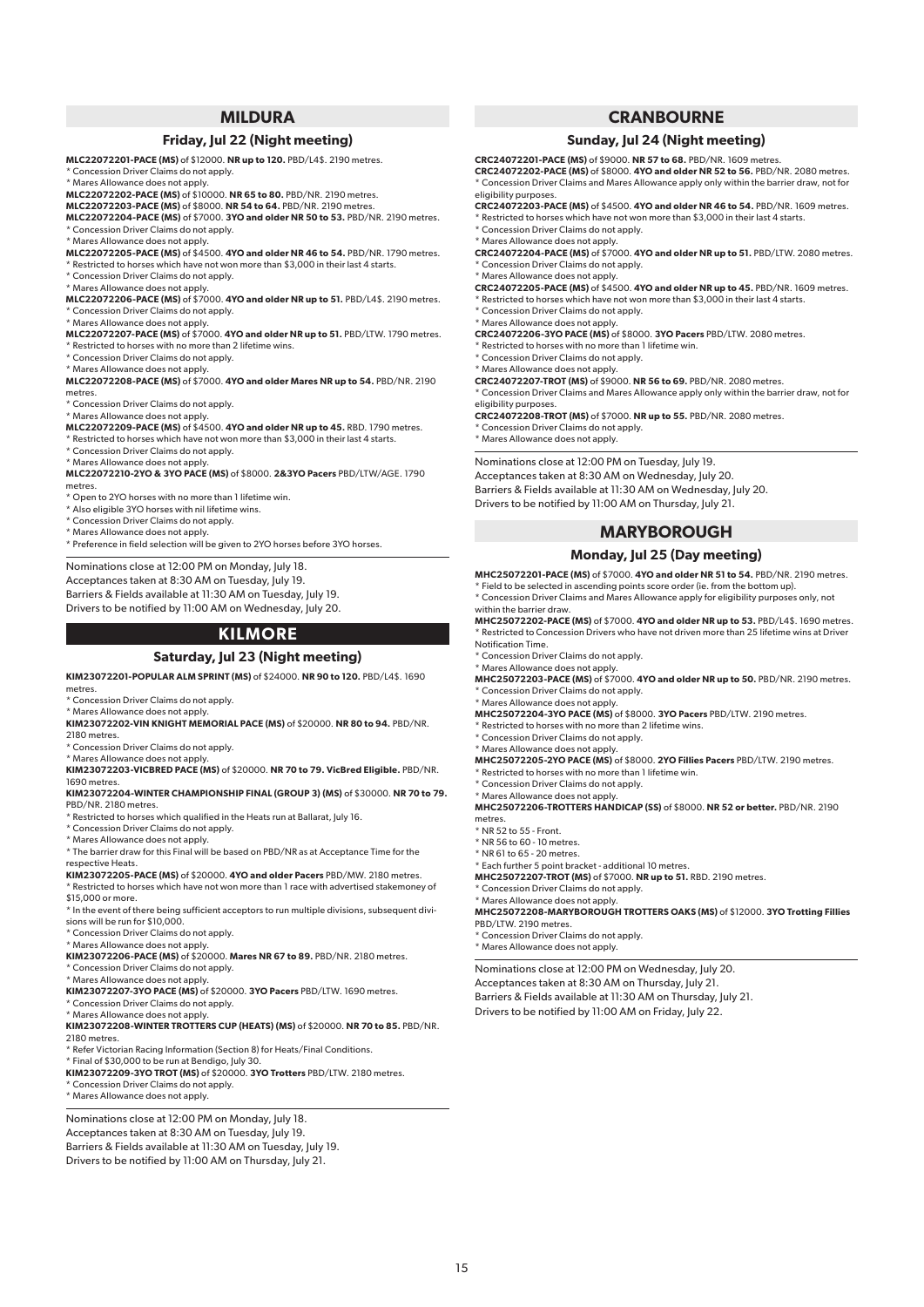## MILDURA

### Friday, Jul 22 (Night meeting)

**MLC22072201-PACE (MS)** of $12000. **NR up to 120.** PBD/L4$. 2190 metres.
* Concession Driver Claims do not apply.
* Mares Allowance does not apply.

**MLC22072202-PACE (MS)** of $10000. **NR 65 to 80.** PBD/NR. 2190 metres.

**MLC22072203-PACE (MS)** of $8000. **NR 54 to 64.** PBD/NR. 2190 metres.

**MLC22072204-PACE (MS)** of $7000. **3YO and older NR 50 to 53.** PBD/NR. 2190 metres.
* Concession Driver Claims do not apply.
* Mares Allowance does not apply.

**MLC22072205-PACE (MS)** of $4500. **4YO and older NR 46 to 54.** PBD/NR. 1790 metres.
* Restricted to horses which have not won more than $3,000 in their last 4 starts.
* Concession Driver Claims do not apply.
* Mares Allowance does not apply.

**MLC22072206-PACE (MS)** of $7000. **4YO and older NR up to 51.** PBD/L4$. 2190 metres.
* Concession Driver Claims do not apply.
* Mares Allowance does not apply.

**MLC22072207-PACE (MS)** of $7000. **4YO and older NR up to 51.** PBD/LTW. 1790 metres.
* Restricted to horses with no more than 2 lifetime wins.
* Concession Driver Claims do not apply.
* Mares Allowance does not apply.

**MLC22072208-PACE (MS)** of $7000. **4YO and older Mares NR up to 54.** PBD/NR. 2190 metres.
* Concession Driver Claims do not apply.
* Mares Allowance does not apply.

**MLC22072209-PACE (MS)** of $4500. **4YO and older NR up to 45.** RBD. 1790 metres.
* Restricted to horses which have not won more than $3,000 in their last 4 starts.
* Concession Driver Claims do not apply.
* Mares Allowance does not apply.

**MLC22072210-2YO & 3YO PACE (MS)** of $8000. **2&3YO Pacers** PBD/LTW/AGE. 1790 metres.
* Open to 2YO horses with no more than 1 lifetime win.
* Also eligible 3YO horses with nil lifetime wins.
* Concession Driver Claims do not apply.
* Mares Allowance does not apply.
* Preference in field selection will be given to 2YO horses before 3YO horses.

Nominations close at 12:00 PM on Monday, July 18.
Acceptances taken at 8:30 AM on Tuesday, July 19.
Barriers & Fields available at 11:30 AM on Tuesday, July 19.
Drivers to be notified by 11:00 AM on Wednesday, July 20.

## KILMORE

### Saturday, Jul 23 (Night meeting)

**KIM23072201-POPULAR ALM SPRINT (MS)** of $24000. **NR 90 to 120.** PBD/L4$. 1690 metres.
* Concession Driver Claims do not apply.
* Mares Allowance does not apply.

**KIM23072202-VIN KNIGHT MEMORIAL PACE (MS)** of $20000. **NR 80 to 94.** PBD/NR. 2180 metres.
* Concession Driver Claims do not apply.
* Mares Allowance does not apply.

**KIM23072203-VICBRED PACE (MS)** of $20000. **NR 70 to 79. VicBred Eligible.** PBD/NR. 1690 metres.

**KIM23072204-WINTER CHAMPIONSHIP FINAL (GROUP 3) (MS)** of $30000. **NR 70 to 79.** PBD/NR. 2180 metres.
* Restricted to horses which qualified in the Heats run at Ballarat, July 16.
* Concession Driver Claims do not apply.
* Mares Allowance does not apply.
* The barrier draw for this Final will be based on PBD/NR as at Acceptance Time for the respective Heats.

**KIM23072205-PACE (MS)** of $20000. **4YO and older Pacers** PBD/MW. 2180 metres.
* Restricted to horses which have not won more than 1 race with advertised stakemoney of $15,000 or more.
* In the event of there being sufficient acceptors to run multiple divisions, subsequent divisions will be run for $10,000.
* Concession Driver Claims do not apply.
* Mares Allowance does not apply.

**KIM23072206-PACE (MS)** of $20000. **Mares NR 67 to 89.** PBD/NR. 2180 metres.
* Concession Driver Claims do not apply.
* Mares Allowance does not apply.

**KIM23072207-3YO PACE (MS)** of $20000. **3YO Pacers** PBD/LTW. 1690 metres.
* Concession Driver Claims do not apply.
* Mares Allowance does not apply.

**KIM23072208-WINTER TROTTERS CUP (HEATS) (MS)** of $20000. **NR 70 to 85.** PBD/NR. 2180 metres.
* Refer Victorian Racing Information (Section 8) for Heats/Final Conditions.
* Final of $30,000 to be run at Bendigo, July 30.

**KIM23072209-3YO TROT (MS)** of $20000. **3YO Trotters** PBD/LTW. 2180 metres.
* Concession Driver Claims do not apply.
* Mares Allowance does not apply.

Nominations close at 12:00 PM on Monday, July 18.
Acceptances taken at 8:30 AM on Tuesday, July 19.
Barriers & Fields available at 11:30 AM on Tuesday, July 19.
Drivers to be notified by 11:00 AM on Thursday, July 21.

## CRANBOURNE

### Sunday, Jul 24 (Night meeting)

**CRC24072201-PACE (MS)** of $9000. **NR 57 to 68.** PBD/NR. 1609 metres.

**CRC24072202-PACE (MS)** of $8000. **4YO and older NR 52 to 56.** PBD/NR. 2080 metres.
* Concession Driver Claims and Mares Allowance apply only within the barrier draw, not for eligibility purposes.

**CRC24072203-PACE (MS)** of $4500. **4YO and older NR 46 to 54.** PBD/NR. 1609 metres.
* Restricted to horses which have not won more than $3,000 in their last 4 starts.
* Concession Driver Claims do not apply.
* Mares Allowance does not apply.

**CRC24072204-PACE (MS)** of $7000. **4YO and older NR up to 51.** PBD/LTW. 2080 metres.
* Concession Driver Claims do not apply.
* Mares Allowance does not apply.

**CRC24072205-PACE (MS)** of $4500. **4YO and older NR up to 45.** PBD/NR. 1609 metres.
* Restricted to horses which have not won more than $3,000 in their last 4 starts.
* Concession Driver Claims do not apply.
* Mares Allowance does not apply.

**CRC24072206-3YO PACE (MS)** of $8000. **3YO Pacers** PBD/LTW. 2080 metres.
* Restricted to horses with no more than 1 lifetime win.
* Concession Driver Claims do not apply.
* Mares Allowance does not apply.

**CRC24072207-TROT (MS)** of $9000. **NR 56 to 69.** PBD/NR. 2080 metres.
* Concession Driver Claims and Mares Allowance apply only within the barrier draw, not for eligibility purposes.

**CRC24072208-TROT (MS)** of $7000. **NR up to 55.** PBD/NR. 2080 metres.
* Concession Driver Claims do not apply.
* Mares Allowance does not apply.

Nominations close at 12:00 PM on Tuesday, July 19.
Acceptances taken at 8:30 AM on Wednesday, July 20.
Barriers & Fields available at 11:30 AM on Wednesday, July 20.
Drivers to be notified by 11:00 AM on Thursday, July 21.

## MARYBOROUGH

### Monday, Jul 25 (Day meeting)

**MHC25072201-PACE (MS)** of $7000. **4YO and older NR 51 to 54.** PBD/NR. 2190 metres.
* Field to be selected in ascending points score order (ie. from the bottom up).
* Concession Driver Claims and Mares Allowance apply for eligibility purposes only, not within the barrier draw.

**MHC25072202-PACE (MS)** of $7000. **4YO and older NR up to 53.** PBD/L4$. 1690 metres.
* Restricted to Concession Drivers who have not driven more than 25 lifetime wins at Driver Notification Time.
* Concession Driver Claims do not apply.
* Mares Allowance does not apply.

**MHC25072203-PACE (MS)** of $7000. **4YO and older NR up to 50.** PBD/NR. 2190 metres.
* Concession Driver Claims do not apply.
* Mares Allowance does not apply.

**MHC25072204-3YO PACE (MS)** of $8000. **3YO Pacers** PBD/LTW. 2190 metres.
* Restricted to horses with no more than 2 lifetime wins.
* Concession Driver Claims do not apply.
* Mares Allowance does not apply.

**MHC25072205-2YO PACE (MS)** of $8000. **2YO Fillies Pacers** PBD/LTW. 2190 metres.
* Restricted to horses with no more than 1 lifetime win.
* Concession Driver Claims do not apply.
* Mares Allowance does not apply.

**MHC25072206-TROTTERS HANDICAP (SS)** of $8000. **NR 52 or better.** PBD/NR. 2190 metres.
* NR 52 to 55 - Front.
* NR 56 to 60 - 10 metres.
* NR 61 to 65 - 20 metres.
* Each further 5 point bracket - additional 10 metres.

**MHC25072207-TROT (MS)** of $7000. **NR up to 51.** RBD. 2190 metres.
* Concession Driver Claims do not apply.
* Mares Allowance does not apply.

**MHC25072208-MARYBOROUGH TROTTERS OAKS (MS)** of $12000. **3YO Trotting Fillies** PBD/LTW. 2190 metres.
* Concession Driver Claims do not apply.
* Mares Allowance does not apply.

Nominations close at 12:00 PM on Wednesday, July 20.
Acceptances taken at 8:30 AM on Thursday, July 21.
Barriers & Fields available at 11:30 AM on Thursday, July 21.
Drivers to be notified by 11:00 AM on Friday, July 22.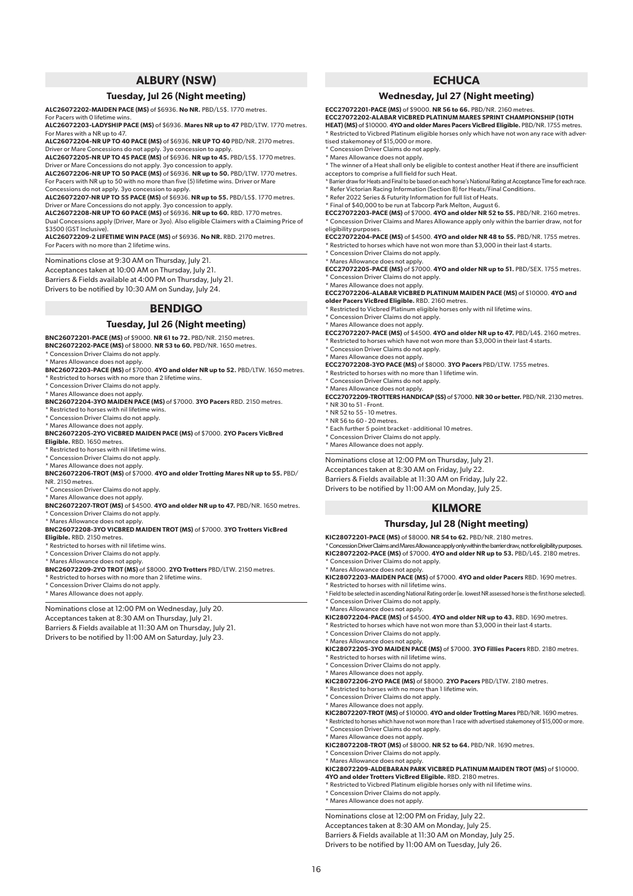## ALBURY (NSW)

### Tuesday, Jul 26 (Night meeting)

**ALC26072202-MAIDEN PACE (MS)** of $6936. **No NR.** PBD/L5$. 1770 metres.
For Pacers with 0 lifetime wins.

**ALC26072203-LADYSHIP PACE (MS)** of $6936. **Mares NR up to 47** PBD/LTW. 1770 metres.
For Mares with a NR up to 47.

**ALC26072204-NR UP TO 40 PACE (MS)** of $6936. **NR UP TO 40** PBD/NR. 2170 metres.
Driver or Mare Concessions do not apply. 3yo concession to apply.

**ALC26072205-NR UP TO 45 PACE (MS)** of $6936. **NR up to 45.** PBD/L5$. 1770 metres.
Driver or Mare Concessions do not apply. 3yo concession to apply.

**ALC26072206-NR UP TO 50 PACE (MS)** of $6936. **NR up to 50.** PBD/LTW. 1770 metres.
For Pacers with NR up to 50 with no more than five (5) lifetime wins. Driver or Mare Concessions do not apply. 3yo concession to apply.

**ALC26072207-NR UP TO 55 PACE (MS)** of $6936. **NR up to 55.** PBD/L5$. 1770 metres.
Driver or Mare Concessions do not apply. 3yo concession to apply.

**ALC26072208-NR UP TO 60 PACE (MS)** of $6936. **NR up to 60.** RBD. 1770 metres.
Dual Concessions apply (Driver, Mare or 3yo). Also eligible Claimers with a Claiming Price of $3500 (GST Inclusive).

**ALC26072209-2 LIFETIME WIN PACE (MS)** of $6936. **No NR.** RBD. 2170 metres.
For Pacers with no more than 2 lifetime wins.

Nominations close at 9:30 AM on Thursday, July 21.
Acceptances taken at 10:00 AM on Thursday, July 21.
Barriers & Fields available at 4:00 PM on Thursday, July 21.
Drivers to be notified by 10:30 AM on Sunday, July 24.

## BENDIGO

### Tuesday, Jul 26 (Night meeting)

**BNC26072201-PACE (MS)** of $9000. **NR 61 to 72.** PBD/NR. 2150 metres.

**BNC26072202-PACE (MS)** of $8000. **NR 53 to 60.** PBD/NR. 1650 metres.
* Concession Driver Claims do not apply.
* Mares Allowance does not apply.

**BNC26072203-PACE (MS)** of $7000. **4YO and older NR up to 52.** PBD/LTW. 1650 metres.
* Restricted to horses with no more than 2 lifetime wins.
* Concession Driver Claims do not apply.
* Mares Allowance does not apply.

**BNC26072204-3YO MAIDEN PACE (MS)** of $7000. **3YO Pacers** RBD. 2150 metres.
* Restricted to horses with nil lifetime wins.
* Concession Driver Claims do not apply.
* Mares Allowance does not apply.

**BNC26072205-2YO VICBRED MAIDEN PACE (MS)** of $7000. **2YO Pacers VicBred Eligible.** RBD. 1650 metres.
* Restricted to horses with nil lifetime wins.
* Concession Driver Claims do not apply.
* Mares Allowance does not apply.

**BNC26072206-TROT (MS)** of $7000. **4YO and older Trotting Mares NR up to 55.** PBD/NR. 2150 metres.
* Concession Driver Claims do not apply.
* Mares Allowance does not apply.

**BNC26072207-TROT (MS)** of $4500. **4YO and older NR up to 47.** PBD/NR. 1650 metres.
* Concession Driver Claims do not apply.
* Mares Allowance does not apply.

**BNC26072208-3YO VICBRED MAIDEN TROT (MS)** of $7000. **3YO Trotters VicBred Eligible.** RBD. 2150 metres.
* Restricted to horses with nil lifetime wins.
* Concession Driver Claims do not apply.
* Mares Allowance does not apply.

**BNC26072209-2YO TROT (MS)** of $8000. **2YO Trotters** PBD/LTW. 2150 metres.
* Restricted to horses with no more than 2 lifetime wins.
* Concession Driver Claims do not apply.
* Mares Allowance does not apply.

Nominations close at 12:00 PM on Wednesday, July 20.
Acceptances taken at 8:30 AM on Thursday, July 21.
Barriers & Fields available at 11:30 AM on Thursday, July 21.
Drivers to be notified by 11:00 AM on Saturday, July 23.

## ECHUCA

### Wednesday, Jul 27 (Night meeting)

**ECC27072201-PACE (MS)** of $9000. **NR 56 to 66.** PBD/NR. 2160 metres.

**ECC27072202-ALABAR VICBRED PLATINUM MARES SPRINT CHAMPIONSHIP (10TH HEAT) (MS)** of $10000. **4YO and older Mares Pacers VicBred Eligible.** PBD/NR. 1755 metres.
* Restricted to Vicbred Platinum eligible horses only which have not won any race with advertised stakemoney of $15,000 or more.
* Concession Driver Claims do not apply.
* Mares Allowance does not apply.
* The winner of a Heat shall only be eligible to contest another Heat if there are insufficient acceptors to comprise a full field for such Heat.
* Barrier draw for Heats and Final to be based on order each horse's National Rating at Acceptance Time for each race.
* Refer Victorian Racing Information (Section 8) for Heats/Final Conditions.
* Refer 2022 Series & Futurity Information for full list of Heats.
* Final of $40,000 to be run at Tabcorp Park Melton, August 6.

**ECC27072203-PACE (MS)** of $7000. **4YO and older NR 52 to 55.** PBD/NR. 2160 metres.
* Concession Driver Claims and Mares Allowance apply only within the barrier draw, not for eligibility purposes.

**ECC27072204-PACE (MS)** of $4500. **4YO and older NR 48 to 55.** PBD/NR. 1755 metres.
* Restricted to horses which have not won more than $3,000 in their last 4 starts.
* Concession Driver Claims do not apply.
* Mares Allowance does not apply.

**ECC27072205-PACE (MS)** of $7000. **4YO and older NR up to 51.** PBD/SEX. 1755 metres.
* Concession Driver Claims do not apply.
* Mares Allowance does not apply.

**ECC27072206-ALABAR VICBRED PLATINUM MAIDEN PACE (MS)** of $10000. **4YO and older Pacers VicBred Eligible.** RBD. 2160 metres.
* Restricted to Vicbred Platinum eligible horses only with nil lifetime wins.
* Concession Driver Claims do not apply.
* Mares Allowance does not apply.

**ECC27072207-PACE (MS)** of $4500. **4YO and older NR up to 47.** PBD/L4$. 2160 metres.
* Restricted to horses which have not won more than $3,000 in their last 4 starts.
* Concession Driver Claims do not apply.
* Mares Allowance does not apply.

**ECC27072208-3YO PACE (MS)** of $8000. **3YO Pacers** PBD/LTW. 1755 metres.
* Restricted to horses with no more than 1 lifetime win.
* Concession Driver Claims do not apply.
* Mares Allowance does not apply.

**ECC27072209-TROTTERS HANDICAP (SS)** of $7000. **NR 30 or better.** PBD/NR. 2130 metres.
* NR 30 to 51 - Front.
* NR 52 to 55 - 10 metres.
* NR 56 to 60 - 20 metres.
* Each further 5 point bracket - additional 10 metres.
* Concession Driver Claims do not apply.
* Mares Allowance does not apply.

Nominations close at 12:00 PM on Thursday, July 21.
Acceptances taken at 8:30 AM on Friday, July 22.
Barriers & Fields available at 11:30 AM on Friday, July 22.
Drivers to be notified by 11:00 AM on Monday, July 25.

## KILMORE

### Thursday, Jul 28 (Night meeting)

**KIC28072201-PACE (MS)** of $8000. **NR 54 to 62.** PBD/NR. 2180 metres.
* Concession Driver Claims and Mares Allowance apply only within the barrier draw, not for eligibility purposes.

**KIC28072202-PACE (MS)** of $7000. **4YO and older NR up to 53.** PBD/L4$. 2180 metres.
* Concession Driver Claims do not apply.
* Mares Allowance does not apply.

**KIC28072203-MAIDEN PACE (MS)** of $7000. **4YO and older Pacers** RBD. 1690 metres.
* Restricted to horses with nil lifetime wins.
* Field to be selected in ascending National Rating order (ie. lowest NR assessed horse is the first horse selected).
* Concession Driver Claims do not apply.
* Mares Allowance does not apply.

**KIC28072204-PACE (MS)** of $4500. **4YO and older NR up to 43.** RBD. 1690 metres.
* Restricted to horses which have not won more than $3,000 in their last 4 starts.
* Concession Driver Claims do not apply.
* Mares Allowance does not apply.

**KIC28072205-3YO MAIDEN PACE (MS)** of $7000. **3YO Fillies Pacers** RBD. 2180 metres.
* Restricted to horses with nil lifetime wins.
* Concession Driver Claims do not apply.
* Mares Allowance does not apply.

**KIC28072206-2YO PACE (MS)** of $8000. **2YO Pacers** PBD/LTW. 2180 metres.
* Restricted to horses with no more than 1 lifetime win.
* Concession Driver Claims do not apply.
* Mares Allowance does not apply.

**KIC28072207-TROT (MS)** of $10000. **4YO and older Trotting Mares** PBD/NR. 1690 metres.
* Restricted to horses which have not won more than 1 race with advertised stakemoney of $15,000 or more.
* Concession Driver Claims do not apply.
* Mares Allowance does not apply.

**KIC28072208-TROT (MS)** of $8000. **NR 52 to 64.** PBD/NR. 1690 metres.
* Concession Driver Claims do not apply.
* Mares Allowance does not apply.

**KIC28072209-ALDEBARAN PARK VICBRED PLATINUM MAIDEN TROT (MS)** of $10000. **4YO and older Trotters VicBred Eligible.** RBD. 2180 metres.
* Restricted to Vicbred Platinum eligible horses only with nil lifetime wins.
* Concession Driver Claims do not apply.
* Mares Allowance does not apply.

Nominations close at 12:00 PM on Friday, July 22.
Acceptances taken at 8:30 AM on Monday, July 25.
Barriers & Fields available at 11:30 AM on Monday, July 25.
Drivers to be notified by 11:00 AM on Tuesday, July 26.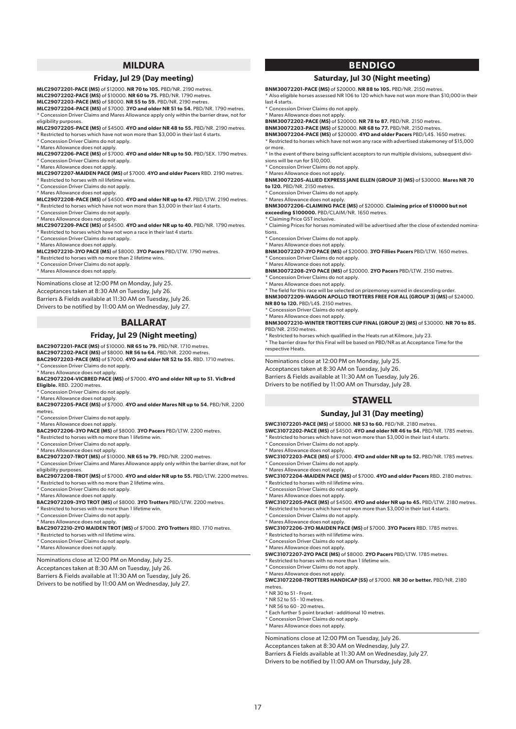## MILDURA

### Friday, Jul 29 (Day meeting)

**MLC29072201-PACE (MS)** of $12000. **NR 70 to 105.** PBD/NR. 2190 metres.
**MLC29072202-PACE (MS)** of $10000. **NR 60 to 75.** PBD/NR. 1790 metres.
**MLC29072203-PACE (MS)** of $8000. **NR 55 to 59.** PBD/NR. 2190 metres.
**MLC29072204-PACE (MS)** of $7000. **3YO and older NR 51 to 54.** PBD/NR. 1790 metres.
* Concession Driver Claims and Mares Allowance apply only within the barrier draw, not for eligibility purposes.
**MLC29072205-PACE (MS)** of $4500. **4YO and older NR 48 to 55.** PBD/NR. 2190 metres.
* Restricted to horses which have not won more than $3,000 in their last 4 starts.
* Concession Driver Claims do not apply.
* Mares Allowance does not apply.
**MLC29072206-PACE (MS)** of $7000. **4YO and older NR up to 50.** PBD/SEX. 1790 metres.
* Concession Driver Claims do not apply.
* Mares Allowance does not apply.
**MLC29072207-MAIDEN PACE (MS)** of $7000. **4YO and older Pacers** RBD. 2190 metres.
* Restricted to horses with nil lifetime wins.
* Concession Driver Claims do not apply.
* Mares Allowance does not apply.
**MLC29072208-PACE (MS)** of $4500. **4YO and older NR up to 47.** PBD/LTW. 2190 metres.
* Restricted to horses which have not won more than $3,000 in their last 4 starts.
* Concession Driver Claims do not apply.
* Mares Allowance does not apply.
**MLC29072209-PACE (MS)** of $4500. **4YO and older NR up to 40.** PBD/NR. 1790 metres.
* Restricted to horses which have not won a race in their last 4 starts.
* Concession Driver Claims do not apply.
* Mares Allowance does not apply.
**MLC29072210-3YO PACE (MS)** of $8000. **3YO Pacers** PBD/LTW. 1790 metres.
* Restricted to horses with no more than 2 lifetime wins.
* Concession Driver Claims do not apply.
* Mares Allowance does not apply.

Nominations close at 12:00 PM on Monday, July 25.
Acceptances taken at 8:30 AM on Tuesday, July 26.
Barriers & Fields available at 11:30 AM on Tuesday, July 26.
Drivers to be notified by 11:00 AM on Wednesday, July 27.

## BALLARAT

### Friday, Jul 29 (Night meeting)

**BAC29072201-PACE (MS)** of $10000. **NR 65 to 79.** PBD/NR. 1710 metres.
**BAC29072202-PACE (MS)** of $8000. **NR 56 to 64.** PBD/NR. 2200 metres.
**BAC29072203-PACE (MS)** of $7000. **4YO and older NR 52 to 55.** RBD. 1710 metres.
* Concession Driver Claims do not apply.
* Mares Allowance does not apply.
**BAC29072204-VICBRED PACE (MS)** of $7000. **4YO and older NR up to 51. VicBred Eligible.** RBD. 2200 metres.
* Concession Driver Claims do not apply.
* Mares Allowance does not apply.
**BAC29072205-PACE (MS)** of $7000. **4YO and older Mares NR up to 54.** PBD/NR. 2200 metres.
* Concession Driver Claims do not apply.
* Mares Allowance does not apply.
**BAC29072206-3YO PACE (MS)** of $8000. **3YO Pacers** PBD/LTW. 2200 metres.
* Restricted to horses with no more than 1 lifetime win.
* Concession Driver Claims do not apply.
* Mares Allowance does not apply.
**BAC29072207-TROT (MS)** of $10000. **NR 65 to 79.** PBD/NR. 2200 metres.
* Concession Driver Claims and Mares Allowance apply only within the barrier draw, not for eligibility purposes.
**BAC29072208-TROT (MS)** of $7000. **4YO and older NR up to 55.** PBD/LTW. 2200 metres.
* Restricted to horses with no more than 2 lifetime wins.
* Concession Driver Claims do not apply.
* Mares Allowance does not apply.
**BAC29072209-3YO TROT (MS)** of $8000. **3YO Trotters** PBD/LTW. 2200 metres.
* Restricted to horses with no more than 1 lifetime win.
* Concession Driver Claims do not apply.
* Mares Allowance does not apply.
**BAC29072210-2YO MAIDEN TROT (MS)** of $7000. **2YO Trotters** RBD. 1710 metres.
* Restricted to horses with nil lifetime wins.
* Concession Driver Claims do not apply.
* Mares Allowance does not apply.

Nominations close at 12:00 PM on Monday, July 25.
Acceptances taken at 8:30 AM on Tuesday, July 26.
Barriers & Fields available at 11:30 AM on Tuesday, July 26.
Drivers to be notified by 11:00 AM on Wednesday, July 27.

## BENDIGO

### Saturday, Jul 30 (Night meeting)

**BNM30072201-PACE (MS)** of $20000. **NR 88 to 105.** PBD/NR. 2150 metres.
* Also eligible horses assessed NR 106 to 120 which have not won more than $10,000 in their last 4 starts.
* Concession Driver Claims do not apply.
* Mares Allowance does not apply.
**BNM30072202-PACE (MS)** of $20000. **NR 78 to 87.** PBD/NR. 2150 metres.
**BNM30072203-PACE (MS)** of $20000. **NR 68 to 77.** PBD/NR. 2150 metres.
**BNM30072204-PACE (MS)** of $20000. **4YO and older Pacers** PBD/L4$. 1650 metres.
* Restricted to horses which have not won any race with advertised stakemoney of $15,000 or more.
* In the event of there being sufficient acceptors to run multiple divisions, subsequent divisions will be run for $10,000.
* Concession Driver Claims do not apply.
* Mares Allowance does not apply.
**BNM30072205-ALLIED EXPRESS JANE ELLEN (GROUP 3) (MS)** of $30000. **Mares NR 70 to 120.** PBD/NR. 2150 metres.
* Concession Driver Claims do not apply.
* Mares Allowance does not apply.
**BNM30072206-CLAIMING PACE (MS)** of $20000. **Claiming price of $10000 but not exceeding $100000.** PBD/CLAIM/NR. 1650 metres.
* Claiming Price GST inclusive.
* Claiming Prices for horses nominated will be advertised after the close of extended nominations.
* Concession Driver Claims do not apply.
* Mares Allowance does not apply.
**BNM30072207-3YO PACE (MS)** of $20000. **3YO Fillies Pacers** PBD/LTW. 1650 metres.
* Concession Driver Claims do not apply.
* Mares Allowance does not apply.
**BNM30072208-2YO PACE (MS)** of $20000. **2YO Pacers** PBD/LTW. 2150 metres.
* Concession Driver Claims do not apply.
* Mares Allowance does not apply.
* The field for this race will be selected on prizemoney earned in descending order.
**BNM30072209-WAGON APOLLO TROTTERS FREE FOR ALL (GROUP 3) (MS)** of $24000. **NR 80 to 120.** PBD/L4$. 2150 metres.
* Concession Driver Claims do not apply.
* Mares Allowance does not apply.
**BNM30072210-WINTER TROTTERS CUP FINAL (GROUP 2) (MS)** of $30000. **NR 70 to 85.** PBD/NR. 2150 metres.
* Restricted to horses which qualified in the Heats run at Kilmore, July 23.
* The barrier draw for this Final will be based on PBD/NR as at Acceptance Time for the respective Heats.

Nominations close at 12:00 PM on Monday, July 25.
Acceptances taken at 8:30 AM on Tuesday, July 26.
Barriers & Fields available at 11:30 AM on Tuesday, July 26.
Drivers to be notified by 11:00 AM on Thursday, July 28.

## STAWELL

### Sunday, Jul 31 (Day meeting)

**SWC31072201-PACE (MS)** of $8000. **NR 53 to 60.** PBD/NR. 2180 metres.
**SWC31072202-PACE (MS)** of $4500. **4YO and older NR 46 to 54.** PBD/NR. 1785 metres.
* Restricted to horses which have not won more than $3,000 in their last 4 starts.
* Concession Driver Claims do not apply.
* Mares Allowance does not apply.
**SWC31072203-PACE (MS)** of $7000. **4YO and older NR up to 52.** PBD/NR. 1785 metres.
* Concession Driver Claims do not apply.
* Mares Allowance does not apply.
**SWC31072204-MAIDEN PACE (MS)** of $7000. **4YO and older Pacers** RBD. 2180 metres.
* Restricted to horses with nil lifetime wins.
* Concession Driver Claims do not apply.
* Mares Allowance does not apply.
**SWC31072205-PACE (MS)** of $4500. **4YO and older NR up to 45.** PBD/LTW. 2180 metres.
* Restricted to horses which have not won more than $3,000 in their last 4 starts.
* Concession Driver Claims do not apply.
* Mares Allowance does not apply.
**SWC31072206-3YO MAIDEN PACE (MS)** of $7000. **3YO Pacers** RBD. 1785 metres.
* Restricted to horses with nil lifetime wins.
* Concession Driver Claims do not apply.
* Mares Allowance does not apply.
**SWC31072207-2YO PACE (MS)** of $8000. **2YO Pacers** PBD/LTW. 1785 metres.
* Restricted to horses with no more than 1 lifetime win.
* Concession Driver Claims do not apply.
* Mares Allowance does not apply.
**SWC31072208-TROTTERS HANDICAP (SS)** of $7000. **NR 30 or better.** PBD/NR. 2180 metres.
* NR 30 to 51 - Front.
* NR 52 to 55 - 10 metres.
* NR 56 to 60 - 20 metres.
* Each further 5 point bracket - additional 10 metres.
* Concession Driver Claims do not apply.
* Mares Allowance does not apply.

Nominations close at 12:00 PM on Tuesday, July 26.
Acceptances taken at 8:30 AM on Wednesday, July 27.
Barriers & Fields available at 11:30 AM on Wednesday, July 27.
Drivers to be notified by 11:00 AM on Thursday, July 28.